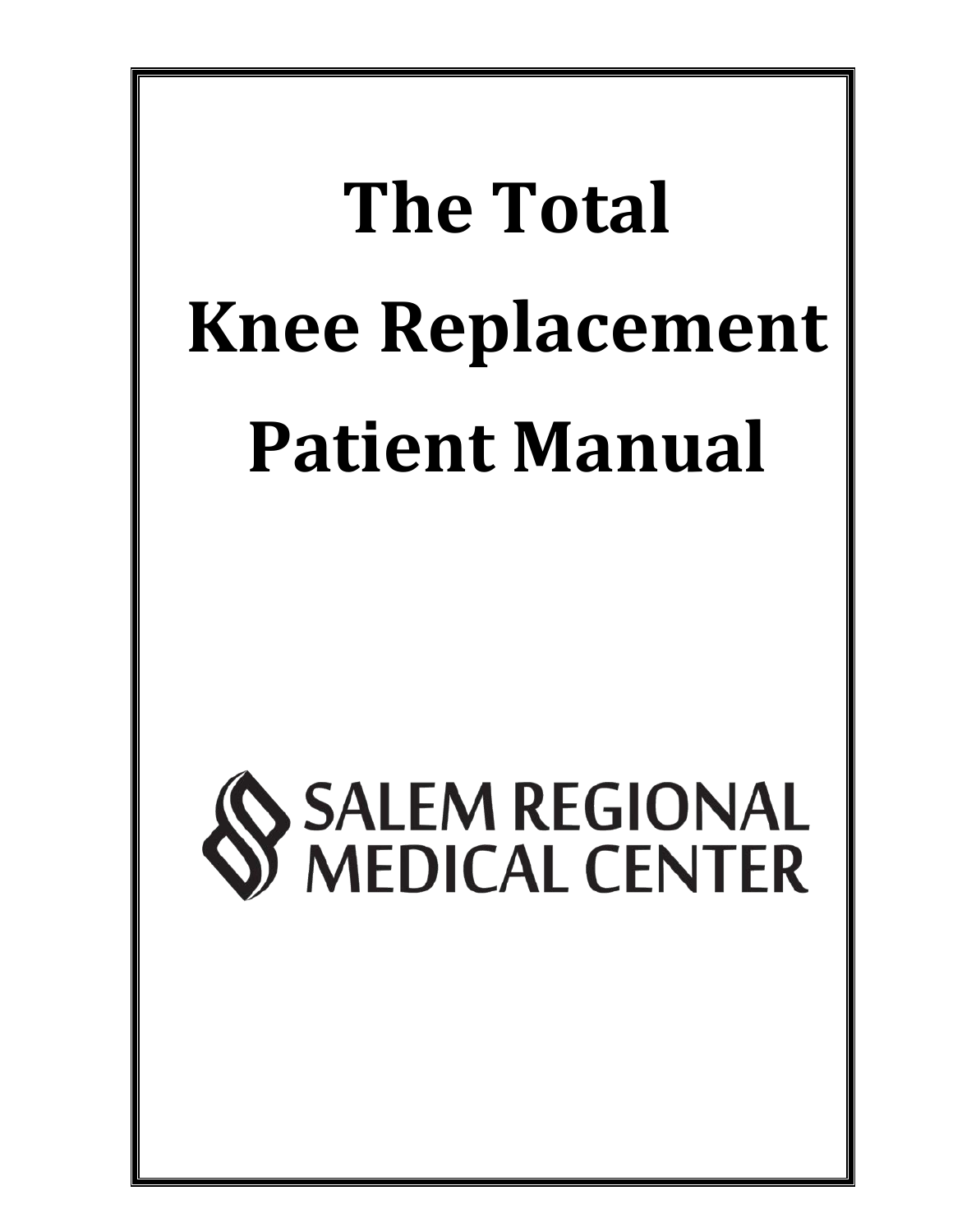# The Total Knee Replacement Patient Manual

SALEM REGIONAL MEDICAL CENTER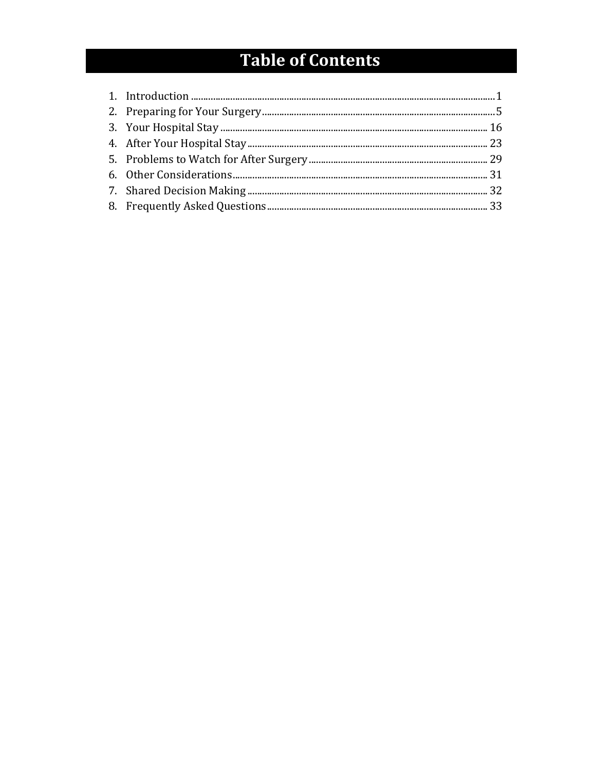# Table of Contents

1. Introduction ........................................................................................................................ 1
2. Preparing for Your Surgery ............................................................................................ 5
3. Your Hospital Stay ......................................................................................................... 16
4. After Your Hospital Stay ............................................................................................... 23
5. Problems to Watch for After Surgery ........................................................................ 29
6. Other Considerations ..................................................................................................... 31
7. Shared Decision Making ................................................................................................ 32
8. Frequently Asked Questions ........................................................................................ 33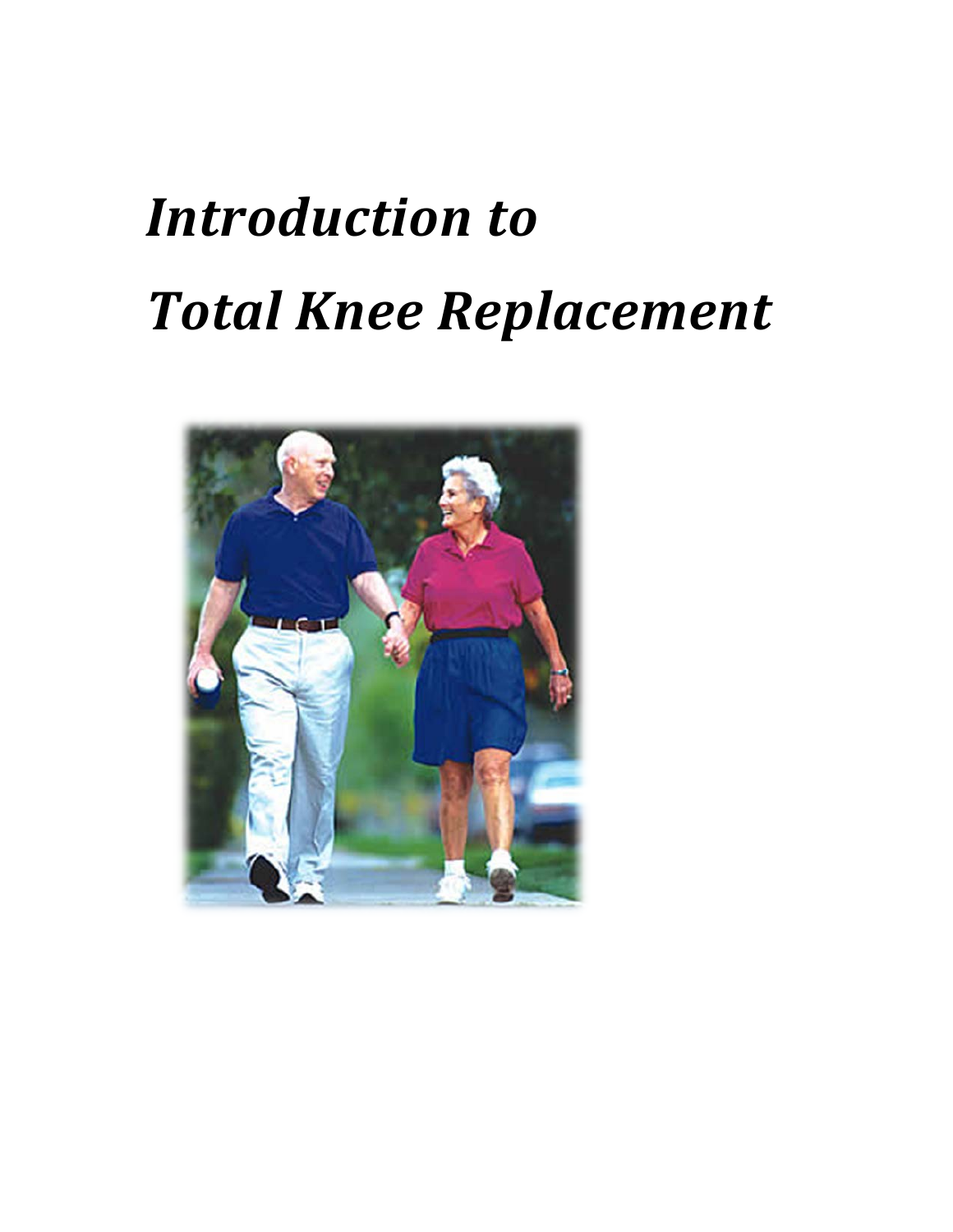# *Introduction to Total Knee Replacement*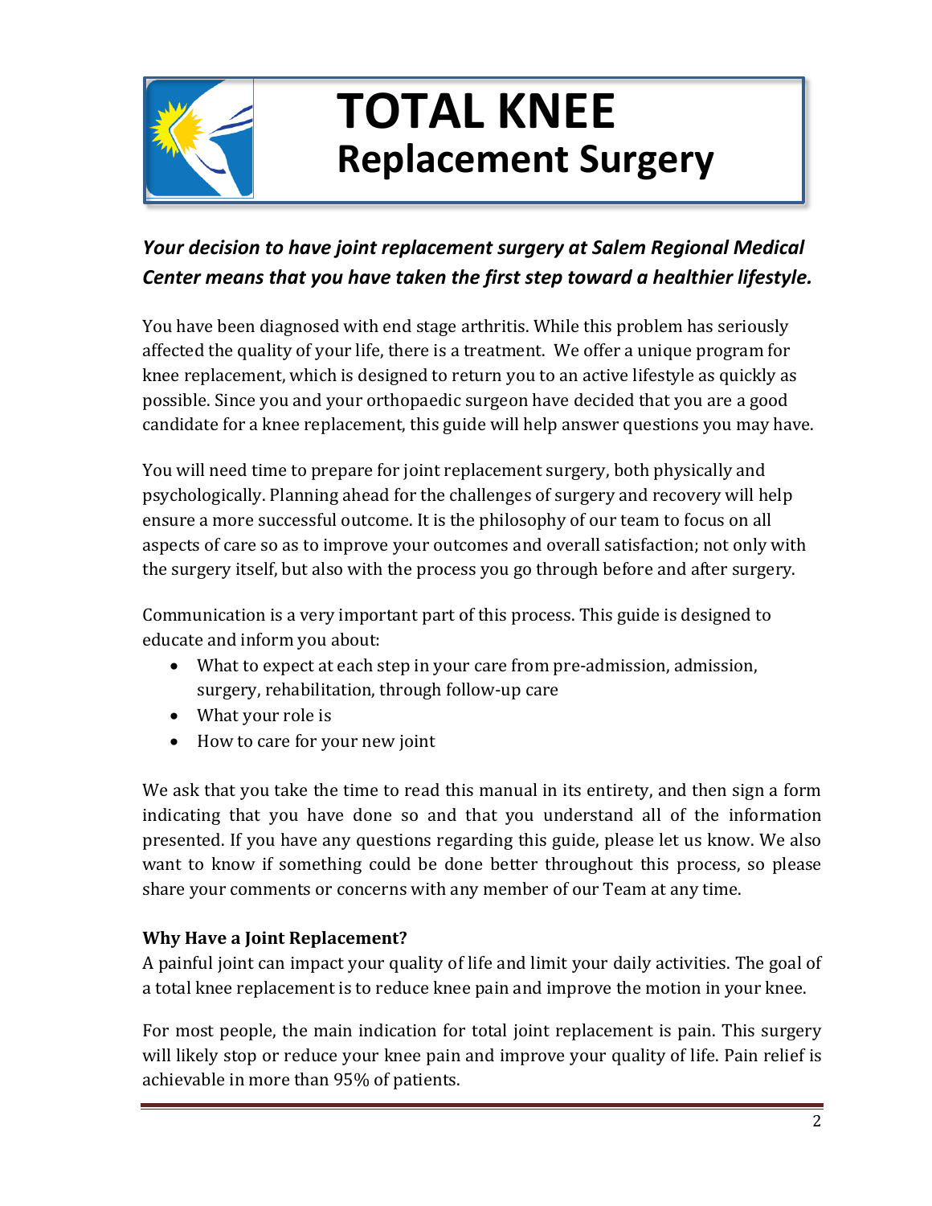# TOTAL KNEE
## Replacement Surgery

***Your decision to have joint replacement surgery at Salem Regional Medical Center means that you have taken the first step toward a healthier lifestyle.***

You have been diagnosed with end stage arthritis. While this problem has seriously affected the quality of your life, there is a treatment. We offer a unique program for knee replacement, which is designed to return you to an active lifestyle as quickly as possible. Since you and your orthopaedic surgeon have decided that you are a good candidate for a knee replacement, this guide will help answer questions you may have.

You will need time to prepare for joint replacement surgery, both physically and psychologically. Planning ahead for the challenges of surgery and recovery will help ensure a more successful outcome. It is the philosophy of our team to focus on all aspects of care so as to improve your outcomes and overall satisfaction; not only with the surgery itself, but also with the process you go through before and after surgery.

Communication is a very important part of this process. This guide is designed to educate and inform you about:

- What to expect at each step in your care from pre-admission, admission, surgery, rehabilitation, through follow-up care
- What your role is
- How to care for your new joint

We ask that you take the time to read this manual in its entirety, and then sign a form indicating that you have done so and that you understand all of the information presented. If you have any questions regarding this guide, please let us know. We also want to know if something could be done better throughout this process, so please share your comments or concerns with any member of our Team at any time.

**Why Have a Joint Replacement?**

A painful joint can impact your quality of life and limit your daily activities. The goal of a total knee replacement is to reduce knee pain and improve the motion in your knee.

For most people, the main indication for total joint replacement is pain. This surgery will likely stop or reduce your knee pain and improve your quality of life. Pain relief is achievable in more than 95% of patients.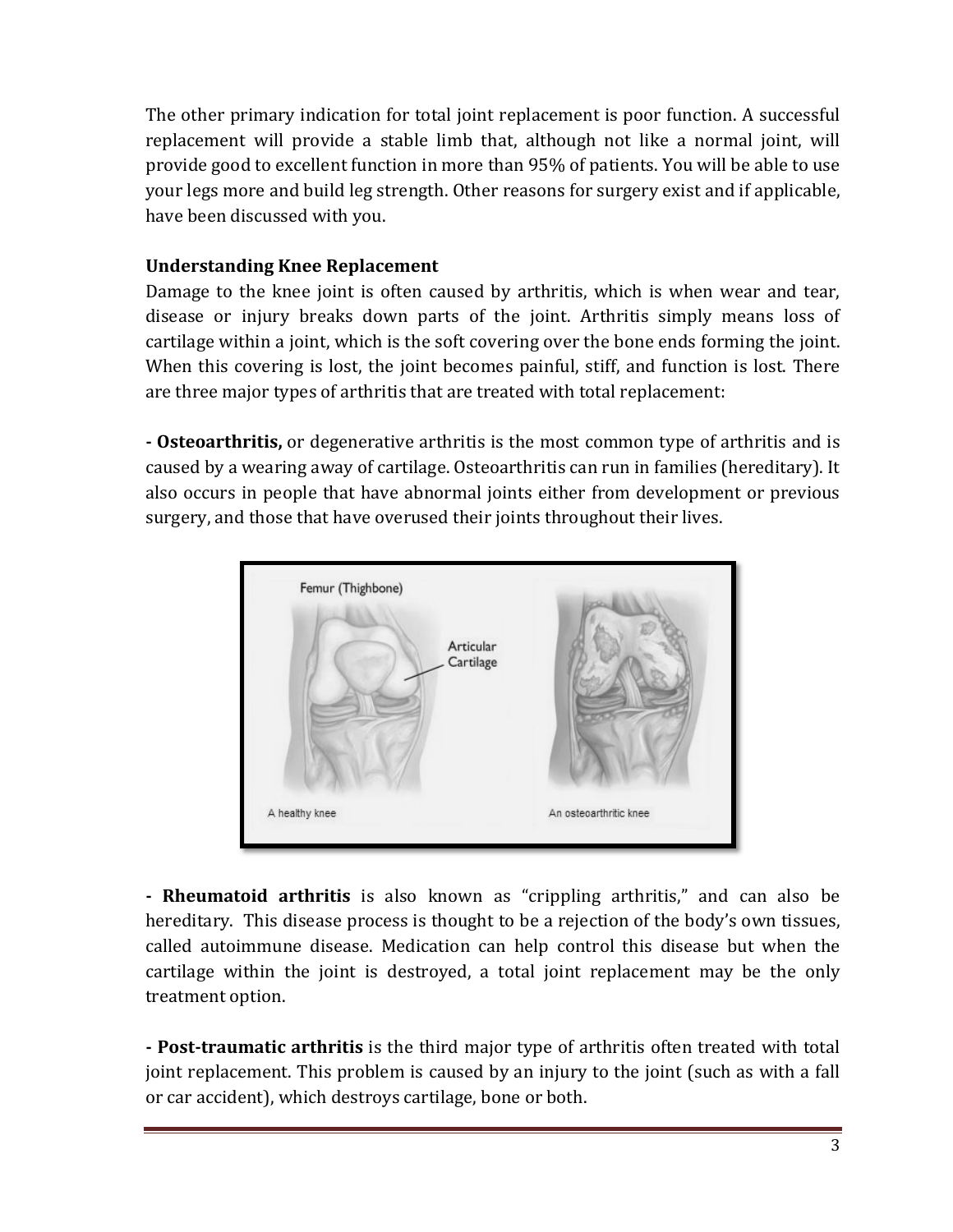The other primary indication for total joint replacement is poor function. A successful replacement will provide a stable limb that, although not like a normal joint, will provide good to excellent function in more than 95% of patients. You will be able to use your legs more and build leg strength. Other reasons for surgery exist and if applicable, have been discussed with you.

**Understanding Knee Replacement**

Damage to the knee joint is often caused by arthritis, which is when wear and tear, disease or injury breaks down parts of the joint. Arthritis simply means loss of cartilage within a joint, which is the soft covering over the bone ends forming the joint. When this covering is lost, the joint becomes painful, stiff, and function is lost. There are three major types of arthritis that are treated with total replacement:

**- Osteoarthritis,** or degenerative arthritis is the most common type of arthritis and is caused by a wearing away of cartilage. Osteoarthritis can run in families (hereditary). It also occurs in people that have abnormal joints either from development or previous surgery, and those that have overused their joints throughout their lives.

**- Rheumatoid arthritis** is also known as "crippling arthritis," and can also be hereditary. This disease process is thought to be a rejection of the body's own tissues, called autoimmune disease. Medication can help control this disease but when the cartilage within the joint is destroyed, a total joint replacement may be the only treatment option.

**- Post-traumatic arthritis** is the third major type of arthritis often treated with total joint replacement. This problem is caused by an injury to the joint (such as with a fall or car accident), which destroys cartilage, bone or both.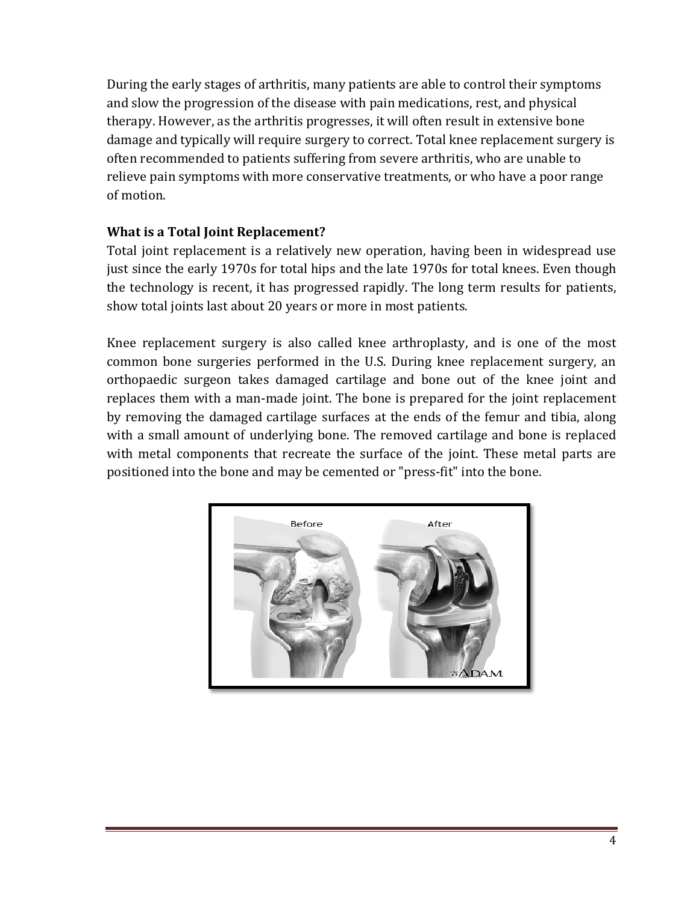During the early stages of arthritis, many patients are able to control their symptoms and slow the progression of the disease with pain medications, rest, and physical therapy. However, as the arthritis progresses, it will often result in extensive bone damage and typically will require surgery to correct. Total knee replacement surgery is often recommended to patients suffering from severe arthritis, who are unable to relieve pain symptoms with more conservative treatments, or who have a poor range of motion.

**What is a Total Joint Replacement?**

Total joint replacement is a relatively new operation, having been in widespread use just since the early 1970s for total hips and the late 1970s for total knees. Even though the technology is recent, it has progressed rapidly. The long term results for patients, show total joints last about 20 years or more in most patients.

Knee replacement surgery is also called knee arthroplasty, and is one of the most common bone surgeries performed in the U.S. During knee replacement surgery, an orthopaedic surgeon takes damaged cartilage and bone out of the knee joint and replaces them with a man-made joint. The bone is prepared for the joint replacement by removing the damaged cartilage surfaces at the ends of the femur and tibia, along with a small amount of underlying bone. The removed cartilage and bone is replaced with metal components that recreate the surface of the joint. These metal parts are positioned into the bone and may be cemented or "press-fit" into the bone.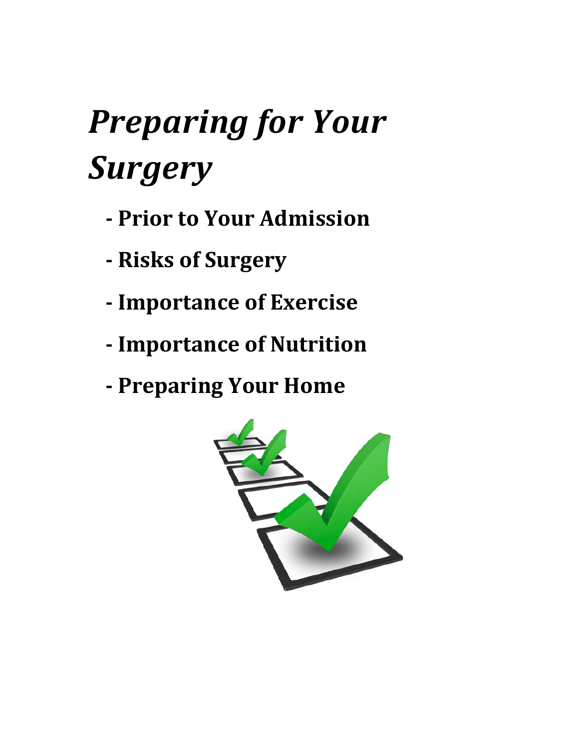# *Preparing for Your Surgery*

- **Prior to Your Admission**
- **Risks of Surgery**
- **Importance of Exercise**
- **Importance of Nutrition**
- **Preparing Your Home**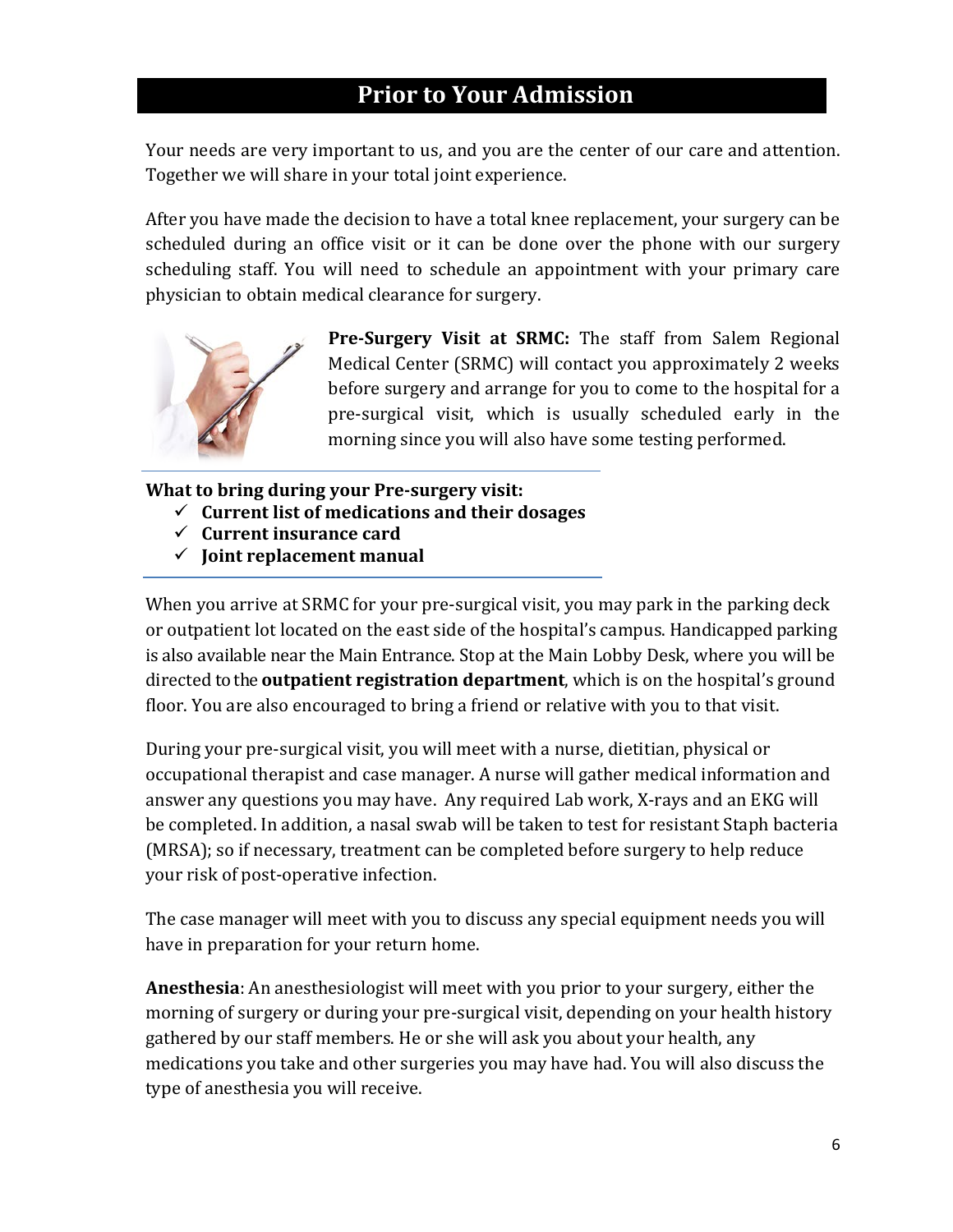# Prior to Your Admission

Your needs are very important to us, and you are the center of our care and attention. Together we will share in your total joint experience.

After you have made the decision to have a total knee replacement, your surgery can be scheduled during an office visit or it can be done over the phone with our surgery scheduling staff. You will need to schedule an appointment with your primary care physician to obtain medical clearance for surgery.

**Pre-Surgery Visit at SRMC:** The staff from Salem Regional Medical Center (SRMC) will contact you approximately 2 weeks before surgery and arrange for you to come to the hospital for a pre-surgical visit, which is usually scheduled early in the morning since you will also have some testing performed.

**What to bring during your Pre-surgery visit:**

- ✓ **Current list of medications and their dosages**
- ✓ **Current insurance card**
- ✓ **Joint replacement manual**

When you arrive at SRMC for your pre-surgical visit, you may park in the parking deck or outpatient lot located on the east side of the hospital's campus. Handicapped parking is also available near the Main Entrance. Stop at the Main Lobby Desk, where you will be directed to the **outpatient registration department**, which is on the hospital's ground floor. You are also encouraged to bring a friend or relative with you to that visit.

During your pre-surgical visit, you will meet with a nurse, dietitian, physical or occupational therapist and case manager. A nurse will gather medical information and answer any questions you may have. Any required Lab work, X-rays and an EKG will be completed. In addition, a nasal swab will be taken to test for resistant Staph bacteria (MRSA); so if necessary, treatment can be completed before surgery to help reduce your risk of post-operative infection.

The case manager will meet with you to discuss any special equipment needs you will have in preparation for your return home.

**Anesthesia**: An anesthesiologist will meet with you prior to your surgery, either the morning of surgery or during your pre-surgical visit, depending on your health history gathered by our staff members. He or she will ask you about your health, any medications you take and other surgeries you may have had. You will also discuss the type of anesthesia you will receive.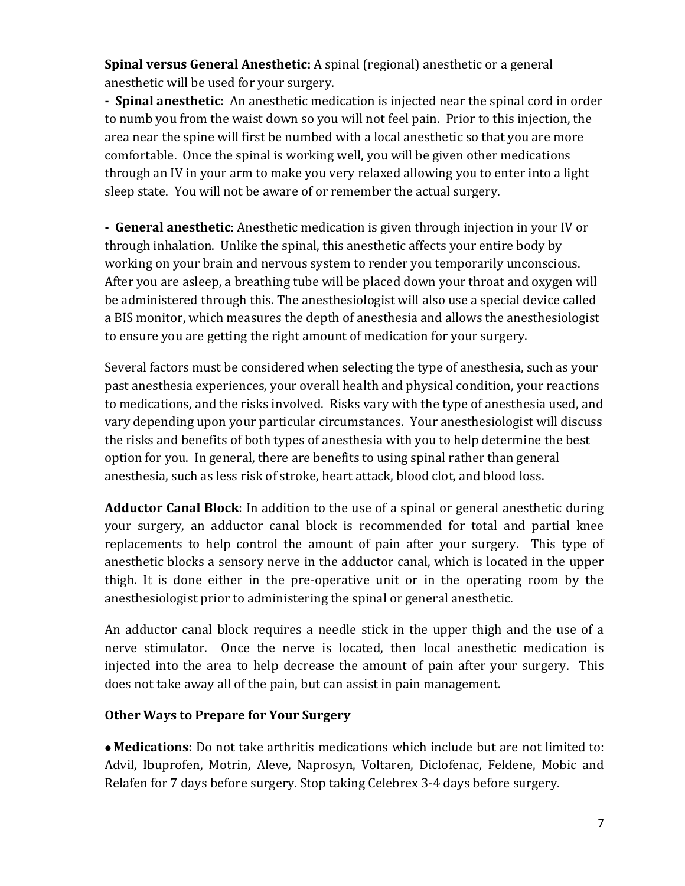**Spinal versus General Anesthetic:** A spinal (regional) anesthetic or a general anesthetic will be used for your surgery.

- **Spinal anesthetic**: An anesthetic medication is injected near the spinal cord in order to numb you from the waist down so you will not feel pain. Prior to this injection, the area near the spine will first be numbed with a local anesthetic so that you are more comfortable. Once the spinal is working well, you will be given other medications through an IV in your arm to make you very relaxed allowing you to enter into a light sleep state. You will not be aware of or remember the actual surgery.

- **General anesthetic**: Anesthetic medication is given through injection in your IV or through inhalation. Unlike the spinal, this anesthetic affects your entire body by working on your brain and nervous system to render you temporarily unconscious. After you are asleep, a breathing tube will be placed down your throat and oxygen will be administered through this. The anesthesiologist will also use a special device called a BIS monitor, which measures the depth of anesthesia and allows the anesthesiologist to ensure you are getting the right amount of medication for your surgery.

Several factors must be considered when selecting the type of anesthesia, such as your past anesthesia experiences, your overall health and physical condition, your reactions to medications, and the risks involved. Risks vary with the type of anesthesia used, and vary depending upon your particular circumstances. Your anesthesiologist will discuss the risks and benefits of both types of anesthesia with you to help determine the best option for you. In general, there are benefits to using spinal rather than general anesthesia, such as less risk of stroke, heart attack, blood clot, and blood loss.

**Adductor Canal Block**: In addition to the use of a spinal or general anesthetic during your surgery, an adductor canal block is recommended for total and partial knee replacements to help control the amount of pain after your surgery. This type of anesthetic blocks a sensory nerve in the adductor canal, which is located in the upper thigh. It is done either in the pre-operative unit or in the operating room by the anesthesiologist prior to administering the spinal or general anesthetic.

An adductor canal block requires a needle stick in the upper thigh and the use of a nerve stimulator. Once the nerve is located, then local anesthetic medication is injected into the area to help decrease the amount of pain after your surgery. This does not take away all of the pain, but can assist in pain management.

**Other Ways to Prepare for Your Surgery**

- **Medications:** Do not take arthritis medications which include but are not limited to: Advil, Ibuprofen, Motrin, Aleve, Naprosyn, Voltaren, Diclofenac, Feldene, Mobic and Relafen for 7 days before surgery. Stop taking Celebrex 3-4 days before surgery.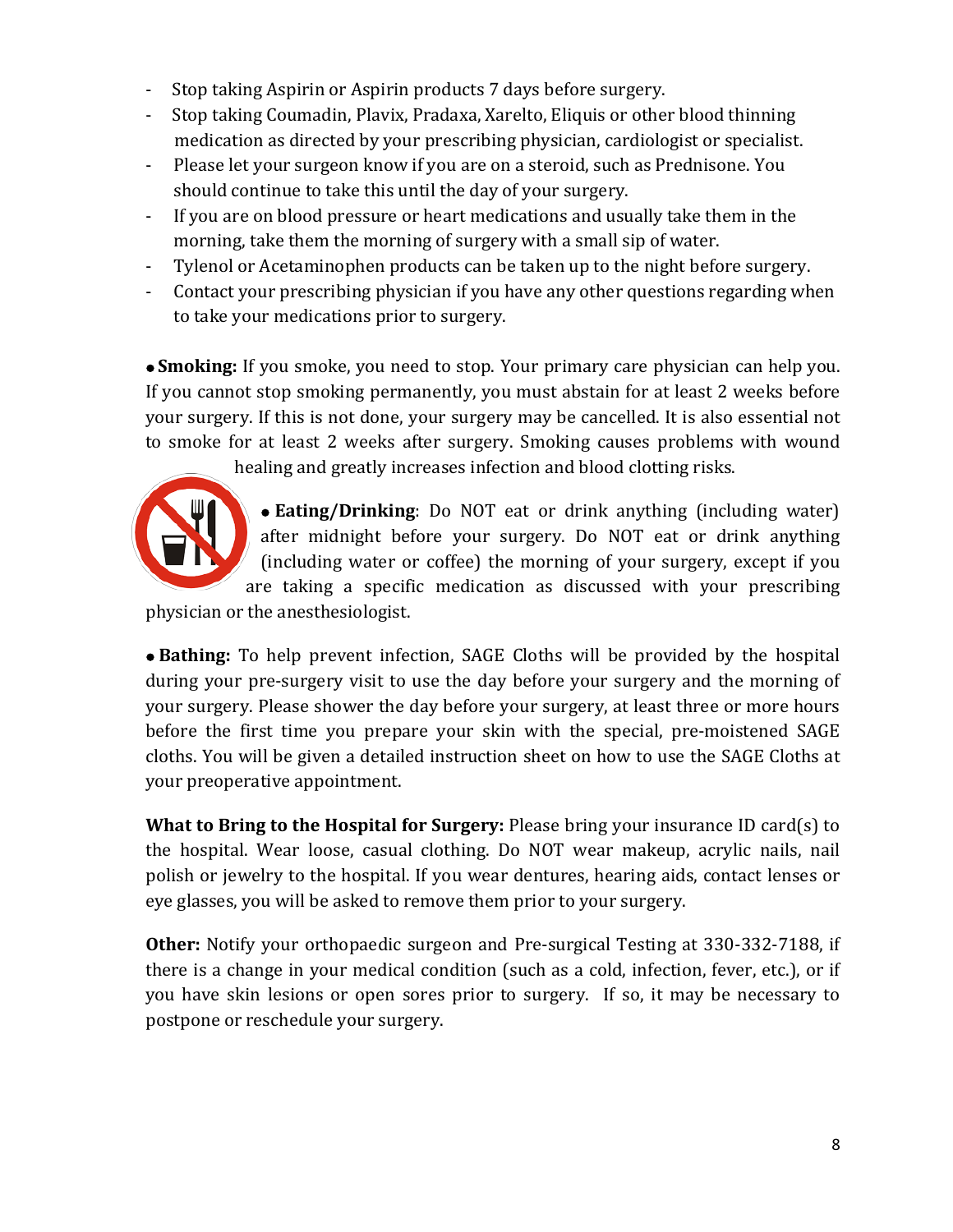- Stop taking Aspirin or Aspirin products 7 days before surgery.
- Stop taking Coumadin, Plavix, Pradaxa, Xarelto, Eliquis or other blood thinning medication as directed by your prescribing physician, cardiologist or specialist.
- Please let your surgeon know if you are on a steroid, such as Prednisone. You should continue to take this until the day of your surgery.
- If you are on blood pressure or heart medications and usually take them in the morning, take them the morning of surgery with a small sip of water.
- Tylenol or Acetaminophen products can be taken up to the night before surgery.
- Contact your prescribing physician if you have any other questions regarding when to take your medications prior to surgery.

• **Smoking:** If you smoke, you need to stop. Your primary care physician can help you. If you cannot stop smoking permanently, you must abstain for at least 2 weeks before your surgery. If this is not done, your surgery may be cancelled. It is also essential not to smoke for at least 2 weeks after surgery. Smoking causes problems with wound healing and greatly increases infection and blood clotting risks.

• **Eating/Drinking**: Do NOT eat or drink anything (including water) after midnight before your surgery. Do NOT eat or drink anything (including water or coffee) the morning of your surgery, except if you are taking a specific medication as discussed with your prescribing physician or the anesthesiologist.

• **Bathing:** To help prevent infection, SAGE Cloths will be provided by the hospital during your pre-surgery visit to use the day before your surgery and the morning of your surgery. Please shower the day before your surgery, at least three or more hours before the first time you prepare your skin with the special, pre-moistened SAGE cloths. You will be given a detailed instruction sheet on how to use the SAGE Cloths at your preoperative appointment.

**What to Bring to the Hospital for Surgery:** Please bring your insurance ID card(s) to the hospital. Wear loose, casual clothing. Do NOT wear makeup, acrylic nails, nail polish or jewelry to the hospital. If you wear dentures, hearing aids, contact lenses or eye glasses, you will be asked to remove them prior to your surgery.

**Other:** Notify your orthopaedic surgeon and Pre-surgical Testing at 330-332-7188, if there is a change in your medical condition (such as a cold, infection, fever, etc.), or if you have skin lesions or open sores prior to surgery. If so, it may be necessary to postpone or reschedule your surgery.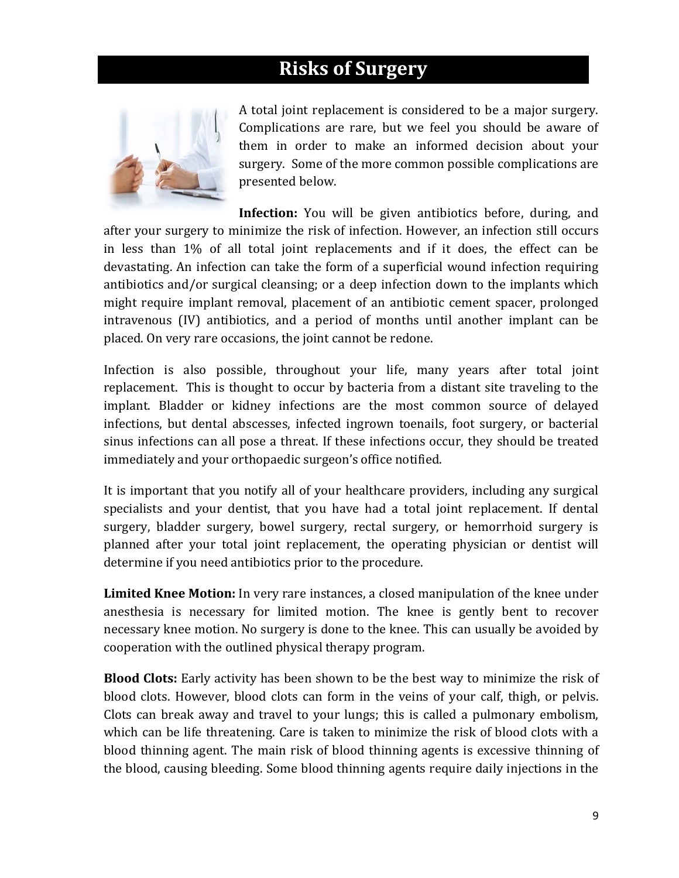# Risks of Surgery

A total joint replacement is considered to be a major surgery. Complications are rare, but we feel you should be aware of them in order to make an informed decision about your surgery. Some of the more common possible complications are presented below.

**Infection:** You will be given antibiotics before, during, and after your surgery to minimize the risk of infection. However, an infection still occurs in less than 1% of all total joint replacements and if it does, the effect can be devastating. An infection can take the form of a superficial wound infection requiring antibiotics and/or surgical cleansing; or a deep infection down to the implants which might require implant removal, placement of an antibiotic cement spacer, prolonged intravenous (IV) antibiotics, and a period of months until another implant can be placed. On very rare occasions, the joint cannot be redone.

Infection is also possible, throughout your life, many years after total joint replacement. This is thought to occur by bacteria from a distant site traveling to the implant. Bladder or kidney infections are the most common source of delayed infections, but dental abscesses, infected ingrown toenails, foot surgery, or bacterial sinus infections can all pose a threat. If these infections occur, they should be treated immediately and your orthopaedic surgeon's office notified.

It is important that you notify all of your healthcare providers, including any surgical specialists and your dentist, that you have had a total joint replacement. If dental surgery, bladder surgery, bowel surgery, rectal surgery, or hemorrhoid surgery is planned after your total joint replacement, the operating physician or dentist will determine if you need antibiotics prior to the procedure.

**Limited Knee Motion:** In very rare instances, a closed manipulation of the knee under anesthesia is necessary for limited motion. The knee is gently bent to recover necessary knee motion. No surgery is done to the knee. This can usually be avoided by cooperation with the outlined physical therapy program.

**Blood Clots:** Early activity has been shown to be the best way to minimize the risk of blood clots. However, blood clots can form in the veins of your calf, thigh, or pelvis. Clots can break away and travel to your lungs; this is called a pulmonary embolism, which can be life threatening. Care is taken to minimize the risk of blood clots with a blood thinning agent. The main risk of blood thinning agents is excessive thinning of the blood, causing bleeding. Some blood thinning agents require daily injections in the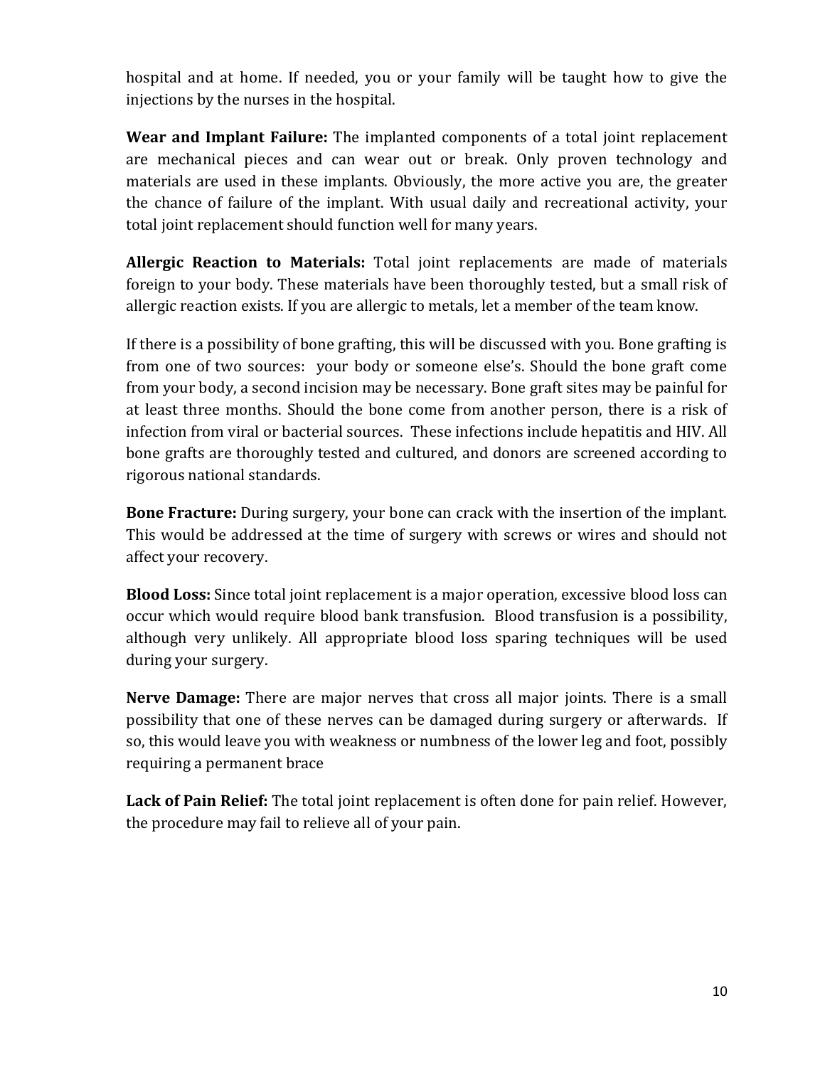hospital and at home. If needed, you or your family will be taught how to give the injections by the nurses in the hospital.

**Wear and Implant Failure:** The implanted components of a total joint replacement are mechanical pieces and can wear out or break. Only proven technology and materials are used in these implants. Obviously, the more active you are, the greater the chance of failure of the implant. With usual daily and recreational activity, your total joint replacement should function well for many years.

**Allergic Reaction to Materials:** Total joint replacements are made of materials foreign to your body. These materials have been thoroughly tested, but a small risk of allergic reaction exists. If you are allergic to metals, let a member of the team know.

If there is a possibility of bone grafting, this will be discussed with you. Bone grafting is from one of two sources: your body or someone else's. Should the bone graft come from your body, a second incision may be necessary. Bone graft sites may be painful for at least three months. Should the bone come from another person, there is a risk of infection from viral or bacterial sources. These infections include hepatitis and HIV. All bone grafts are thoroughly tested and cultured, and donors are screened according to rigorous national standards.

**Bone Fracture:** During surgery, your bone can crack with the insertion of the implant. This would be addressed at the time of surgery with screws or wires and should not affect your recovery.

**Blood Loss:** Since total joint replacement is a major operation, excessive blood loss can occur which would require blood bank transfusion. Blood transfusion is a possibility, although very unlikely. All appropriate blood loss sparing techniques will be used during your surgery.

**Nerve Damage:** There are major nerves that cross all major joints. There is a small possibility that one of these nerves can be damaged during surgery or afterwards. If so, this would leave you with weakness or numbness of the lower leg and foot, possibly requiring a permanent brace

**Lack of Pain Relief:** The total joint replacement is often done for pain relief. However, the procedure may fail to relieve all of your pain.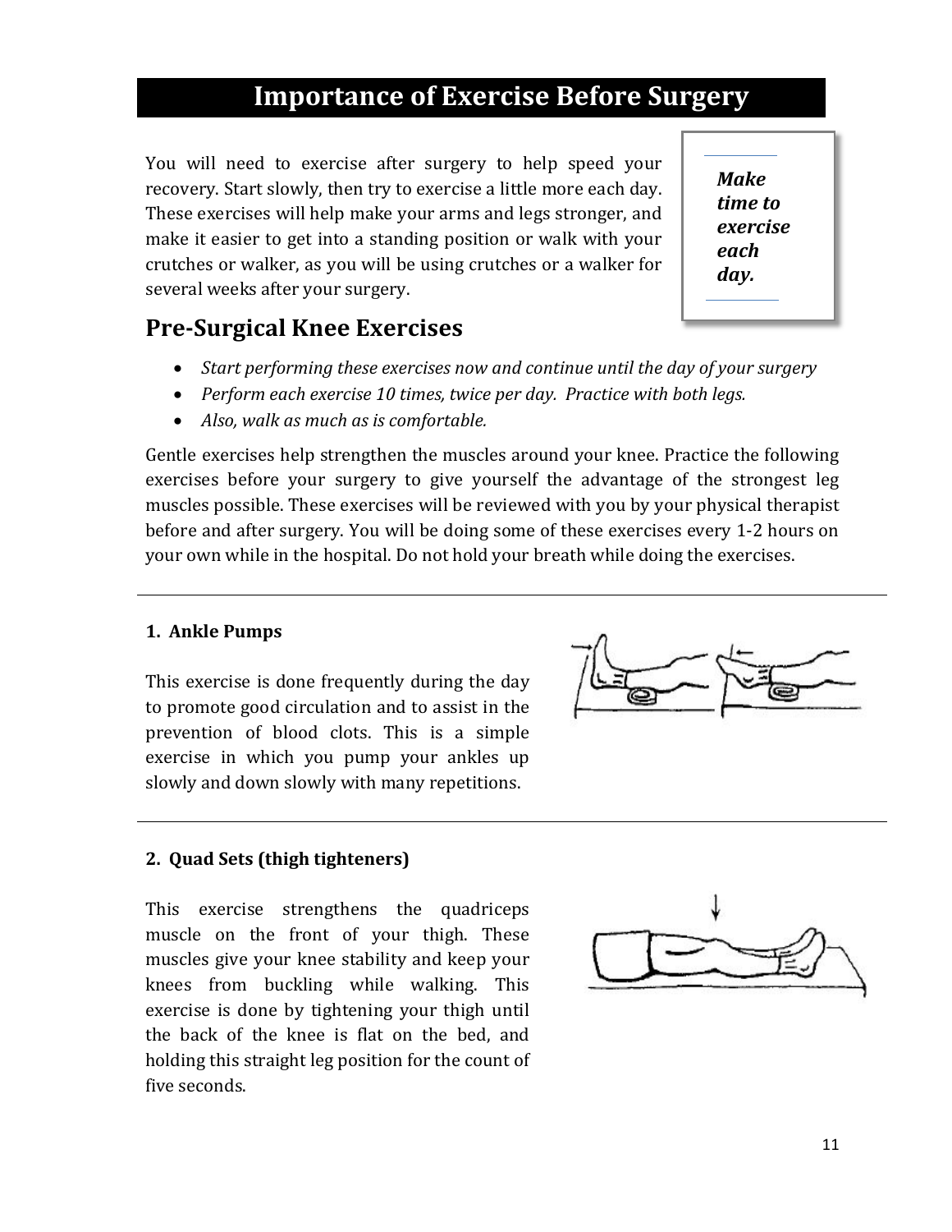# Importance of Exercise Before Surgery

You will need to exercise after surgery to help speed your recovery. Start slowly, then try to exercise a little more each day. These exercises will help make your arms and legs stronger, and make it easier to get into a standing position or walk with your crutches or walker, as you will be using crutches or a walker for several weeks after your surgery.

> ***Make time to exercise each day.***

## Pre-Surgical Knee Exercises

- *Start performing these exercises now and continue until the day of your surgery*
- *Perform each exercise 10 times, twice per day. Practice with both legs.*
- *Also, walk as much as is comfortable.*

Gentle exercises help strengthen the muscles around your knee. Practice the following exercises before your surgery to give yourself the advantage of the strongest leg muscles possible. These exercises will be reviewed with you by your physical therapist before and after surgery. You will be doing some of these exercises every 1-2 hours on your own while in the hospital. Do not hold your breath while doing the exercises.

---

### 1. Ankle Pumps

This exercise is done frequently during the day to promote good circulation and to assist in the prevention of blood clots. This is a simple exercise in which you pump your ankles up slowly and down slowly with many repetitions.

---

### 2. Quad Sets (thigh tighteners)

This exercise strengthens the quadriceps muscle on the front of your thigh. These muscles give your knee stability and keep your knees from buckling while walking. This exercise is done by tightening your thigh until the back of the knee is flat on the bed, and holding this straight leg position for the count of five seconds.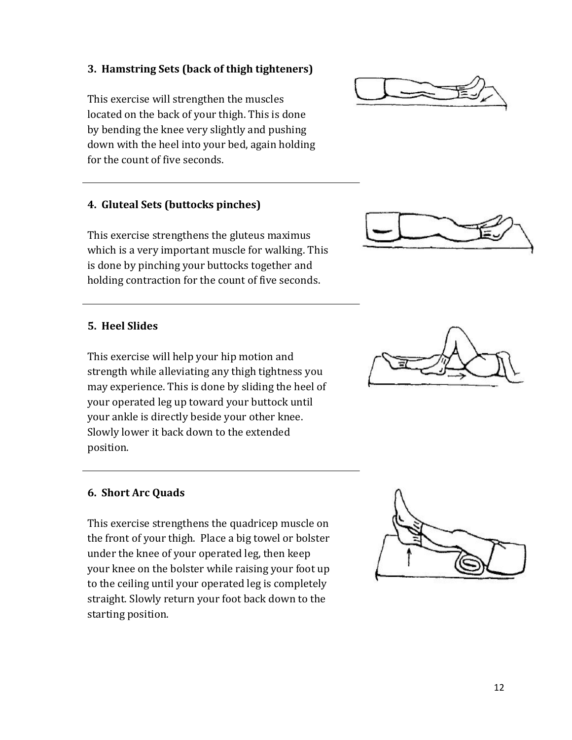### 3. Hamstring Sets (back of thigh tighteners)

This exercise will strengthen the muscles located on the back of your thigh. This is done by bending the knee very slightly and pushing down with the heel into your bed, again holding for the count of five seconds.

---

### 4. Gluteal Sets (buttocks pinches)

This exercise strengthens the gluteus maximus which is a very important muscle for walking. This is done by pinching your buttocks together and holding contraction for the count of five seconds.

---

### 5. Heel Slides

This exercise will help your hip motion and strength while alleviating any thigh tightness you may experience. This is done by sliding the heel of your operated leg up toward your buttock until your ankle is directly beside your other knee. Slowly lower it back down to the extended position.

---

### 6. Short Arc Quads

This exercise strengthens the quadricep muscle on the front of your thigh. Place a big towel or bolster under the knee of your operated leg, then keep your knee on the bolster while raising your foot up to the ceiling until your operated leg is completely straight. Slowly return your foot back down to the starting position.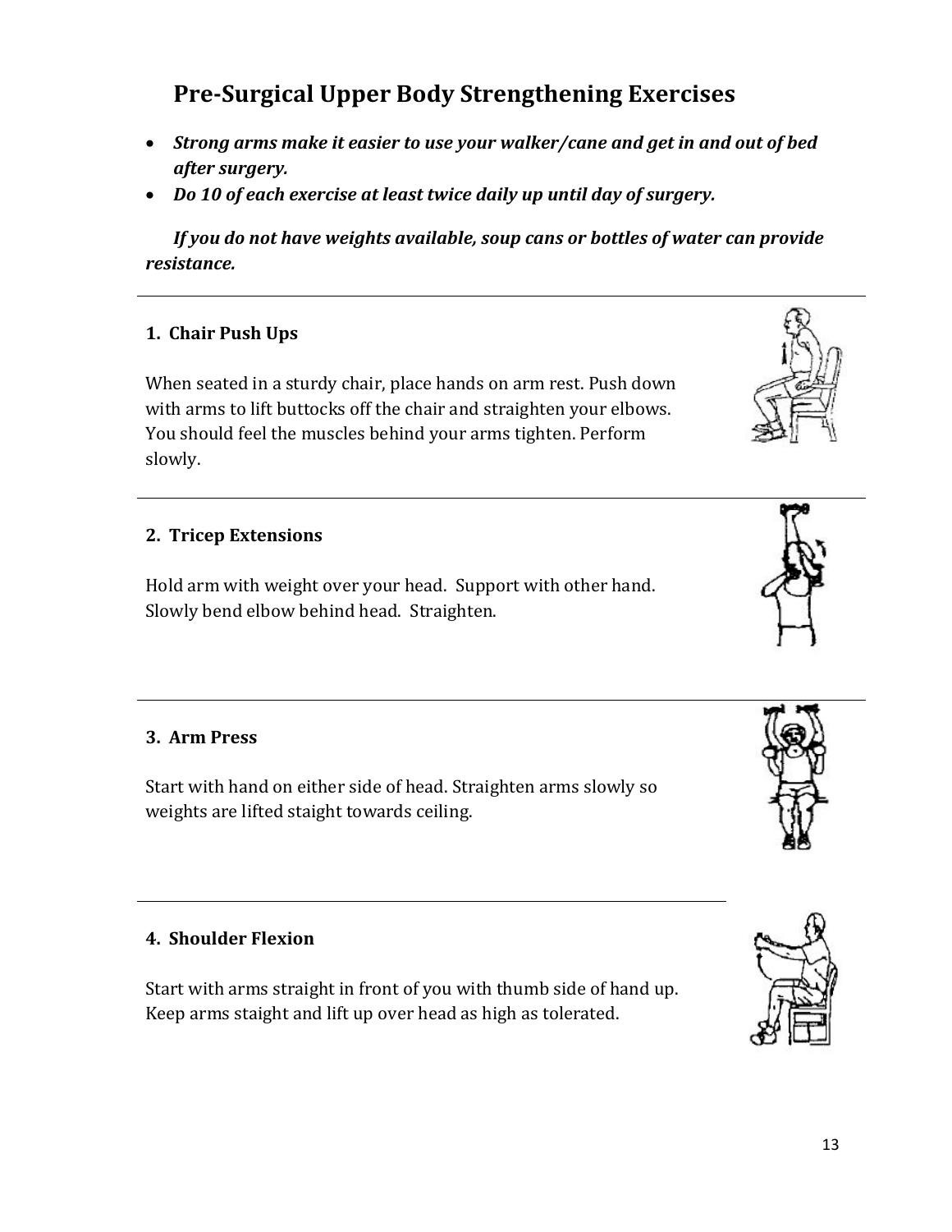# Pre-Surgical Upper Body Strengthening Exercises

- ***Strong arms make it easier to use your walker/cane and get in and out of bed after surgery.***
- ***Do 10 of each exercise at least twice daily up until day of surgery.***

***If you do not have weights available, soup cans or bottles of water can provide resistance.***

---

**1. Chair Push Ups**

When seated in a sturdy chair, place hands on arm rest. Push down with arms to lift buttocks off the chair and straighten your elbows. You should feel the muscles behind your arms tighten. Perform slowly.

---

**2. Tricep Extensions**

Hold arm with weight over your head. Support with other hand. Slowly bend elbow behind head. Straighten.

---

**3. Arm Press**

Start with hand on either side of head. Straighten arms slowly so weights are lifted staight towards ceiling.

---

**4. Shoulder Flexion**

Start with arms straight in front of you with thumb side of hand up. Keep arms staight and lift up over head as high as tolerated.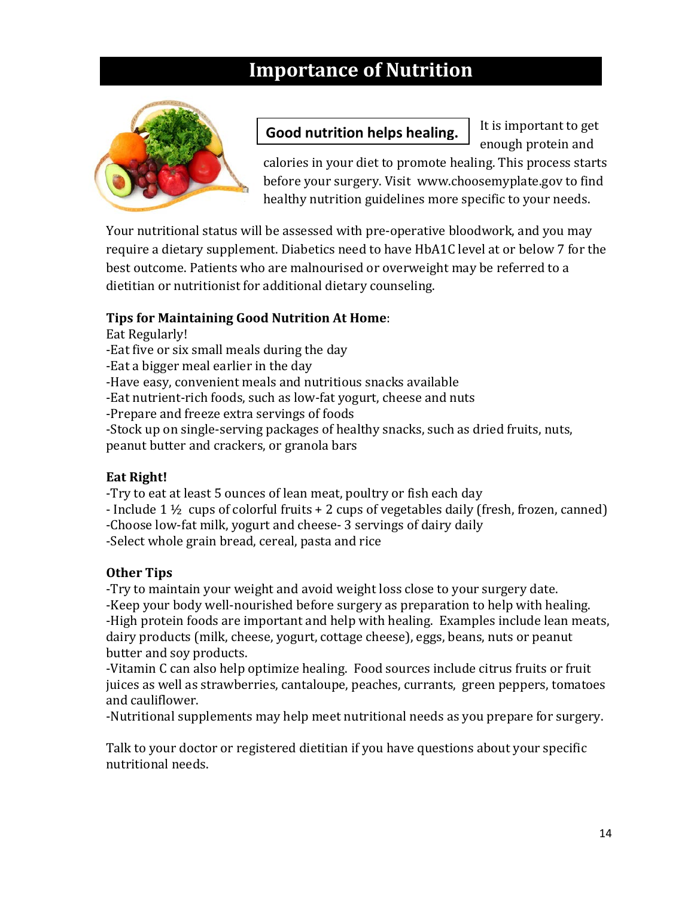# Importance of Nutrition

**Good nutrition helps healing.** It is important to get enough protein and calories in your diet to promote healing. This process starts before your surgery. Visit www.choosemyplate.gov to find healthy nutrition guidelines more specific to your needs.

Your nutritional status will be assessed with pre-operative bloodwork, and you may require a dietary supplement. Diabetics need to have HbA1C level at or below 7 for the best outcome. Patients who are malnourised or overweight may be referred to a dietitian or nutritionist for additional dietary counseling.

**Tips for Maintaining Good Nutrition At Home**:

Eat Regularly!

- Eat five or six small meals during the day
- Eat a bigger meal earlier in the day
- Have easy, convenient meals and nutritious snacks available
- Eat nutrient-rich foods, such as low-fat yogurt, cheese and nuts
- Prepare and freeze extra servings of foods
- Stock up on single-serving packages of healthy snacks, such as dried fruits, nuts, peanut butter and crackers, or granola bars

**Eat Right!**

- Try to eat at least 5 ounces of lean meat, poultry or fish each day
- Include 1 ½ cups of colorful fruits + 2 cups of vegetables daily (fresh, frozen, canned)
- Choose low-fat milk, yogurt and cheese- 3 servings of dairy daily
- Select whole grain bread, cereal, pasta and rice

**Other Tips**

- Try to maintain your weight and avoid weight loss close to your surgery date.
- Keep your body well-nourished before surgery as preparation to help with healing.
- High protein foods are important and help with healing. Examples include lean meats, dairy products (milk, cheese, yogurt, cottage cheese), eggs, beans, nuts or peanut butter and soy products.
- Vitamin C can also help optimize healing. Food sources include citrus fruits or fruit juices as well as strawberries, cantaloupe, peaches, currants, green peppers, tomatoes and cauliflower.
- Nutritional supplements may help meet nutritional needs as you prepare for surgery.

Talk to your doctor or registered dietitian if you have questions about your specific nutritional needs.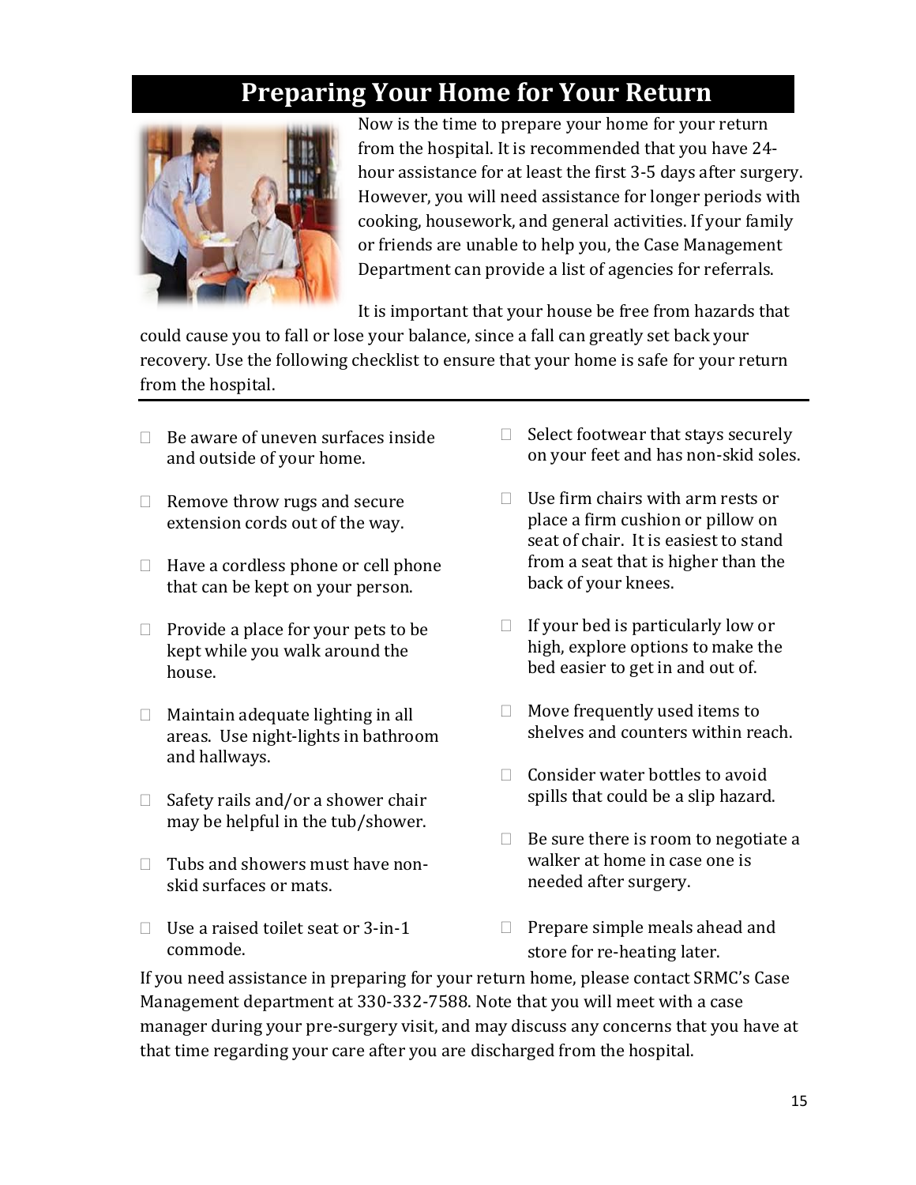# Preparing Your Home for Your Return

Now is the time to prepare your home for your return from the hospital. It is recommended that you have 24-hour assistance for at least the first 3-5 days after surgery. However, you will need assistance for longer periods with cooking, housework, and general activities. If your family or friends are unable to help you, the Case Management Department can provide a list of agencies for referrals.

It is important that your house be free from hazards that could cause you to fall or lose your balance, since a fall can greatly set back your recovery. Use the following checklist to ensure that your home is safe for your return from the hospital.

---

- [ ] Be aware of uneven surfaces inside and outside of your home.
- [ ] Remove throw rugs and secure extension cords out of the way.
- [ ] Have a cordless phone or cell phone that can be kept on your person.
- [ ] Provide a place for your pets to be kept while you walk around the house.
- [ ] Maintain adequate lighting in all areas. Use night-lights in bathroom and hallways.
- [ ] Safety rails and/or a shower chair may be helpful in the tub/shower.
- [ ] Tubs and showers must have non-skid surfaces or mats.
- [ ] Use a raised toilet seat or 3-in-1 commode.
- [ ] Select footwear that stays securely on your feet and has non-skid soles.
- [ ] Use firm chairs with arm rests or place a firm cushion or pillow on seat of chair. It is easiest to stand from a seat that is higher than the back of your knees.
- [ ] If your bed is particularly low or high, explore options to make the bed easier to get in and out of.
- [ ] Move frequently used items to shelves and counters within reach.
- [ ] Consider water bottles to avoid spills that could be a slip hazard.
- [ ] Be sure there is room to negotiate a walker at home in case one is needed after surgery.
- [ ] Prepare simple meals ahead and store for re-heating later.

If you need assistance in preparing for your return home, please contact SRMC's Case Management department at 330-332-7588. Note that you will meet with a case manager during your pre-surgery visit, and may discuss any concerns that you have at that time regarding your care after you are discharged from the hospital.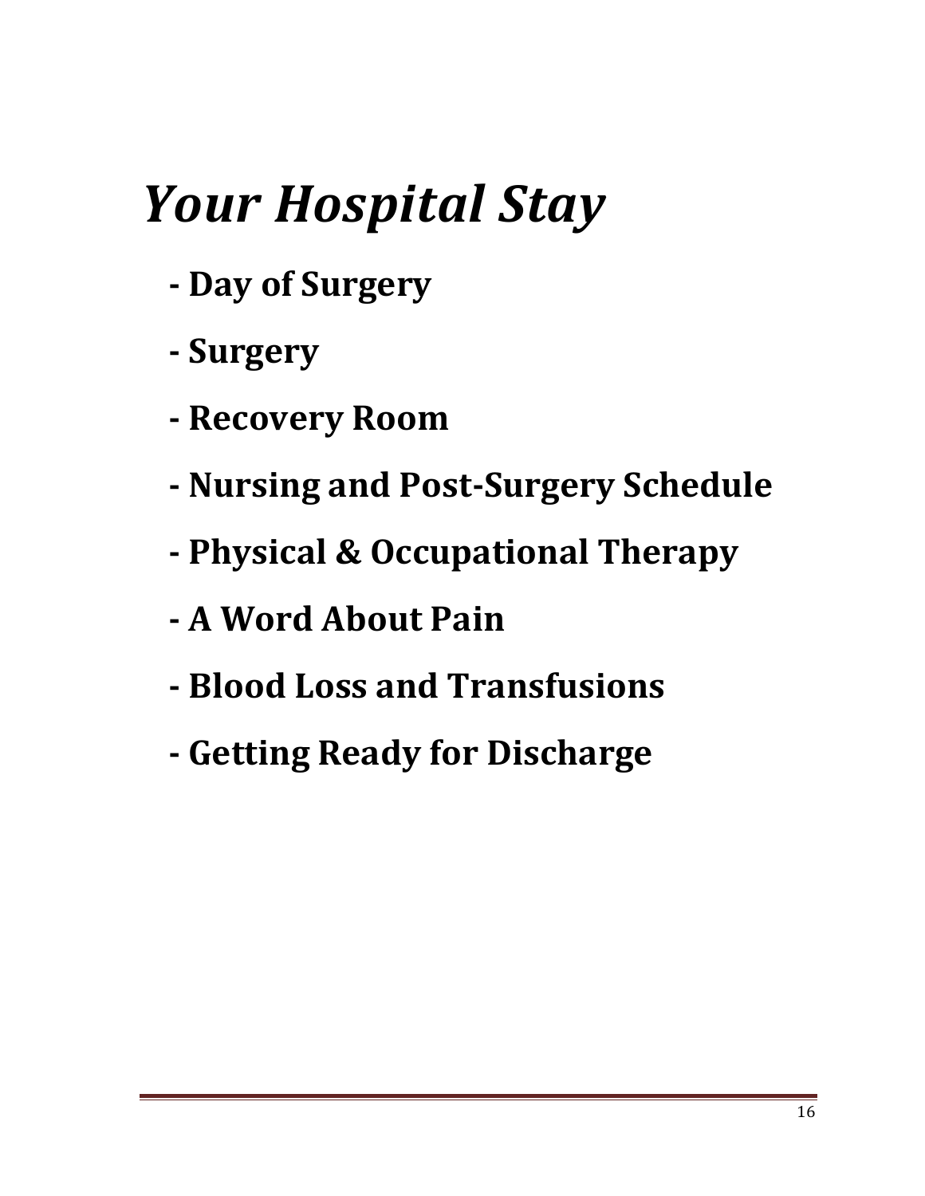# *Your Hospital Stay*

**- Day of Surgery**

**- Surgery**

**- Recovery Room**

**- Nursing and Post-Surgery Schedule**

**- Physical & Occupational Therapy**

**- A Word About Pain**

**- Blood Loss and Transfusions**

**- Getting Ready for Discharge**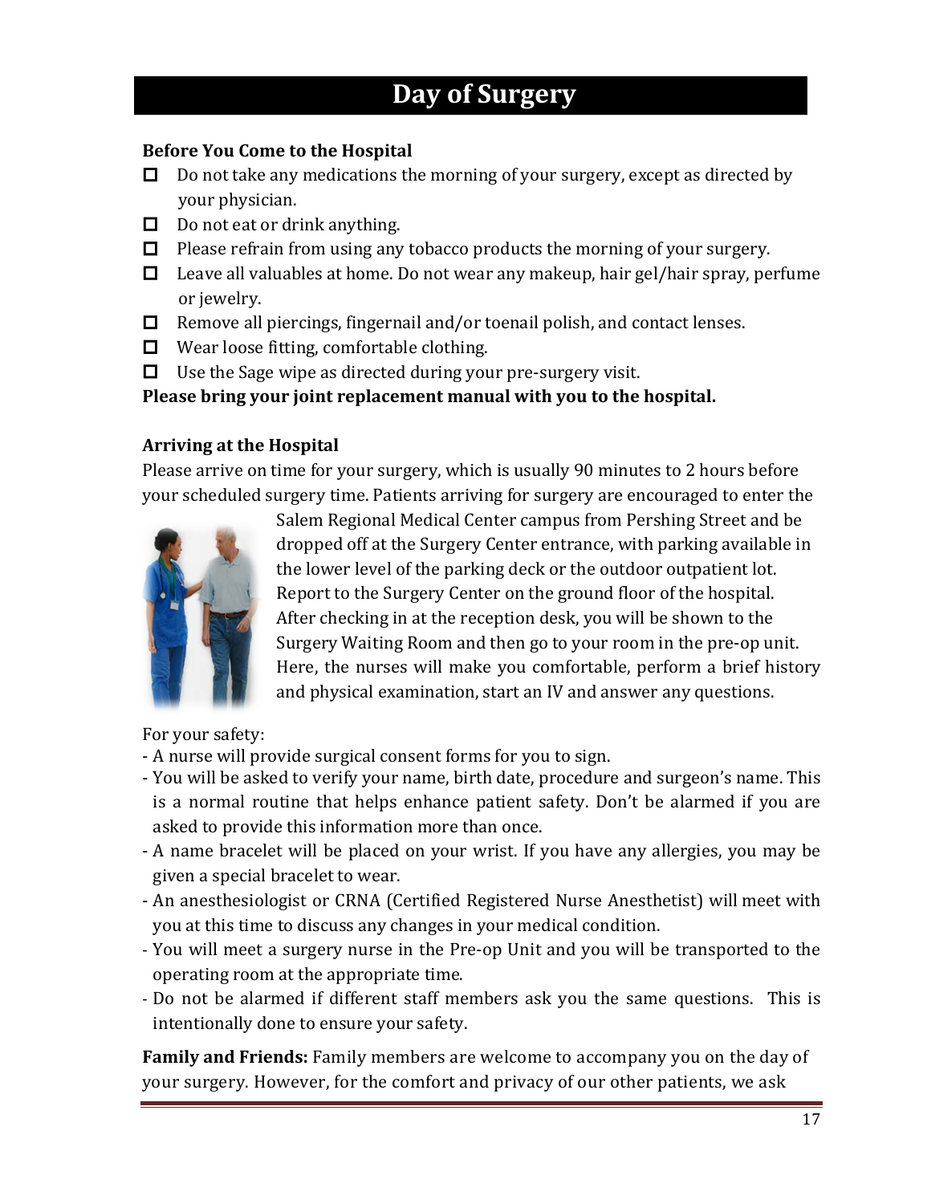# Day of Surgery

**Before You Come to the Hospital**

- ☐ Do not take any medications the morning of your surgery, except as directed by your physician.
- ☐ Do not eat or drink anything.
- ☐ Please refrain from using any tobacco products the morning of your surgery.
- ☐ Leave all valuables at home. Do not wear any makeup, hair gel/hair spray, perfume or jewelry.
- ☐ Remove all piercings, fingernail and/or toenail polish, and contact lenses.
- ☐ Wear loose fitting, comfortable clothing.
- ☐ Use the Sage wipe as directed during your pre-surgery visit.

**Please bring your joint replacement manual with you to the hospital.**

**Arriving at the Hospital**

Please arrive on time for your surgery, which is usually 90 minutes to 2 hours before your scheduled surgery time. Patients arriving for surgery are encouraged to enter the Salem Regional Medical Center campus from Pershing Street and be dropped off at the Surgery Center entrance, with parking available in the lower level of the parking deck or the outdoor outpatient lot. Report to the Surgery Center on the ground floor of the hospital. After checking in at the reception desk, you will be shown to the Surgery Waiting Room and then go to your room in the pre-op unit. Here, the nurses will make you comfortable, perform a brief history and physical examination, start an IV and answer any questions.

For your safety:

- A nurse will provide surgical consent forms for you to sign.
- You will be asked to verify your name, birth date, procedure and surgeon's name. This is a normal routine that helps enhance patient safety. Don't be alarmed if you are asked to provide this information more than once.
- A name bracelet will be placed on your wrist. If you have any allergies, you may be given a special bracelet to wear.
- An anesthesiologist or CRNA (Certified Registered Nurse Anesthetist) will meet with you at this time to discuss any changes in your medical condition.
- You will meet a surgery nurse in the Pre-op Unit and you will be transported to the operating room at the appropriate time.
- Do not be alarmed if different staff members ask you the same questions. This is intentionally done to ensure your safety.

**Family and Friends:** Family members are welcome to accompany you on the day of your surgery. However, for the comfort and privacy of our other patients, we ask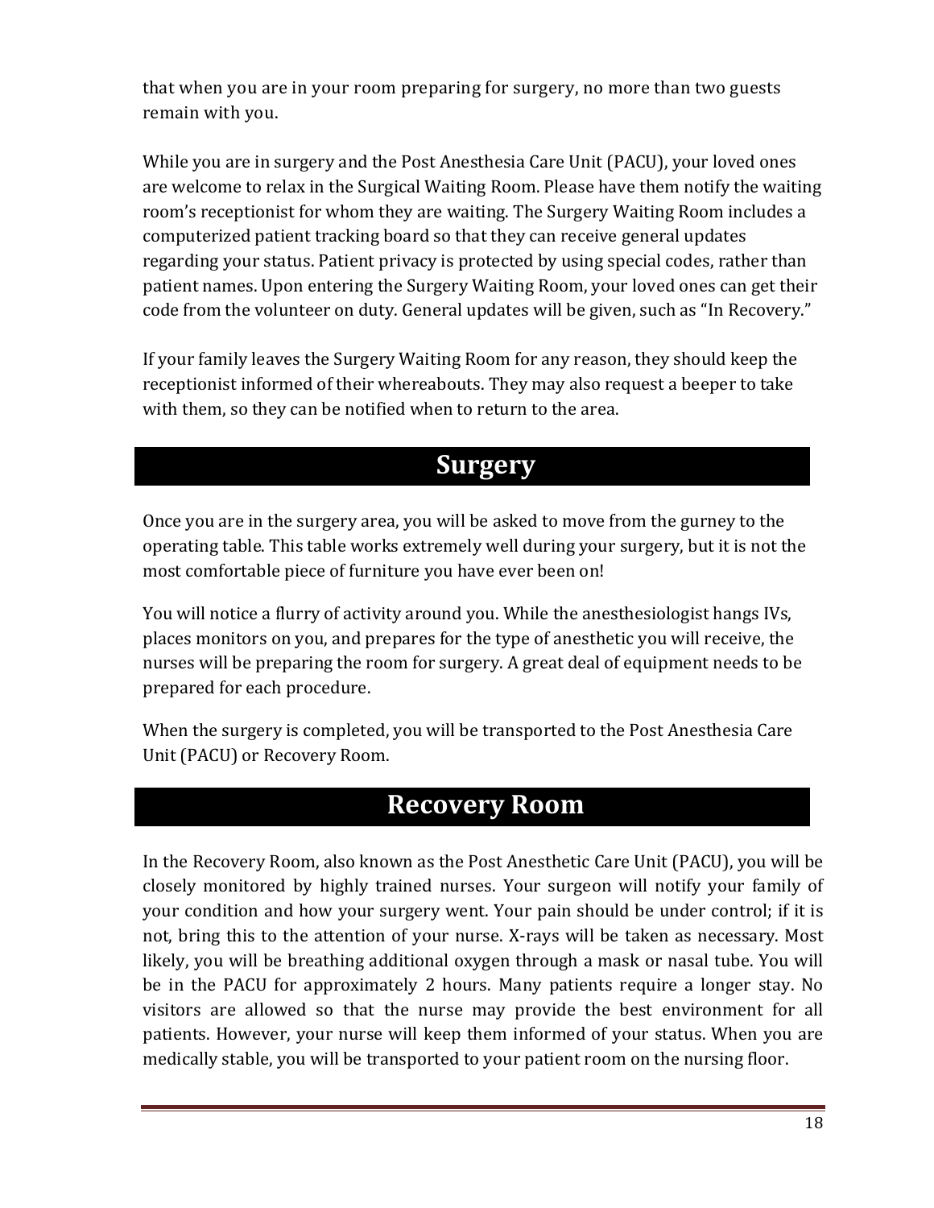that when you are in your room preparing for surgery, no more than two guests remain with you.

While you are in surgery and the Post Anesthesia Care Unit (PACU), your loved ones are welcome to relax in the Surgical Waiting Room. Please have them notify the waiting room's receptionist for whom they are waiting. The Surgery Waiting Room includes a computerized patient tracking board so that they can receive general updates regarding your status. Patient privacy is protected by using special codes, rather than patient names. Upon entering the Surgery Waiting Room, your loved ones can get their code from the volunteer on duty. General updates will be given, such as "In Recovery."

If your family leaves the Surgery Waiting Room for any reason, they should keep the receptionist informed of their whereabouts. They may also request a beeper to take with them, so they can be notified when to return to the area.

# Surgery

Once you are in the surgery area, you will be asked to move from the gurney to the operating table. This table works extremely well during your surgery, but it is not the most comfortable piece of furniture you have ever been on!

You will notice a flurry of activity around you. While the anesthesiologist hangs IVs, places monitors on you, and prepares for the type of anesthetic you will receive, the nurses will be preparing the room for surgery. A great deal of equipment needs to be prepared for each procedure.

When the surgery is completed, you will be transported to the Post Anesthesia Care Unit (PACU) or Recovery Room.

# Recovery Room

In the Recovery Room, also known as the Post Anesthetic Care Unit (PACU), you will be closely monitored by highly trained nurses. Your surgeon will notify your family of your condition and how your surgery went. Your pain should be under control; if it is not, bring this to the attention of your nurse. X-rays will be taken as necessary. Most likely, you will be breathing additional oxygen through a mask or nasal tube. You will be in the PACU for approximately 2 hours. Many patients require a longer stay. No visitors are allowed so that the nurse may provide the best environment for all patients. However, your nurse will keep them informed of your status. When you are medically stable, you will be transported to your patient room on the nursing floor.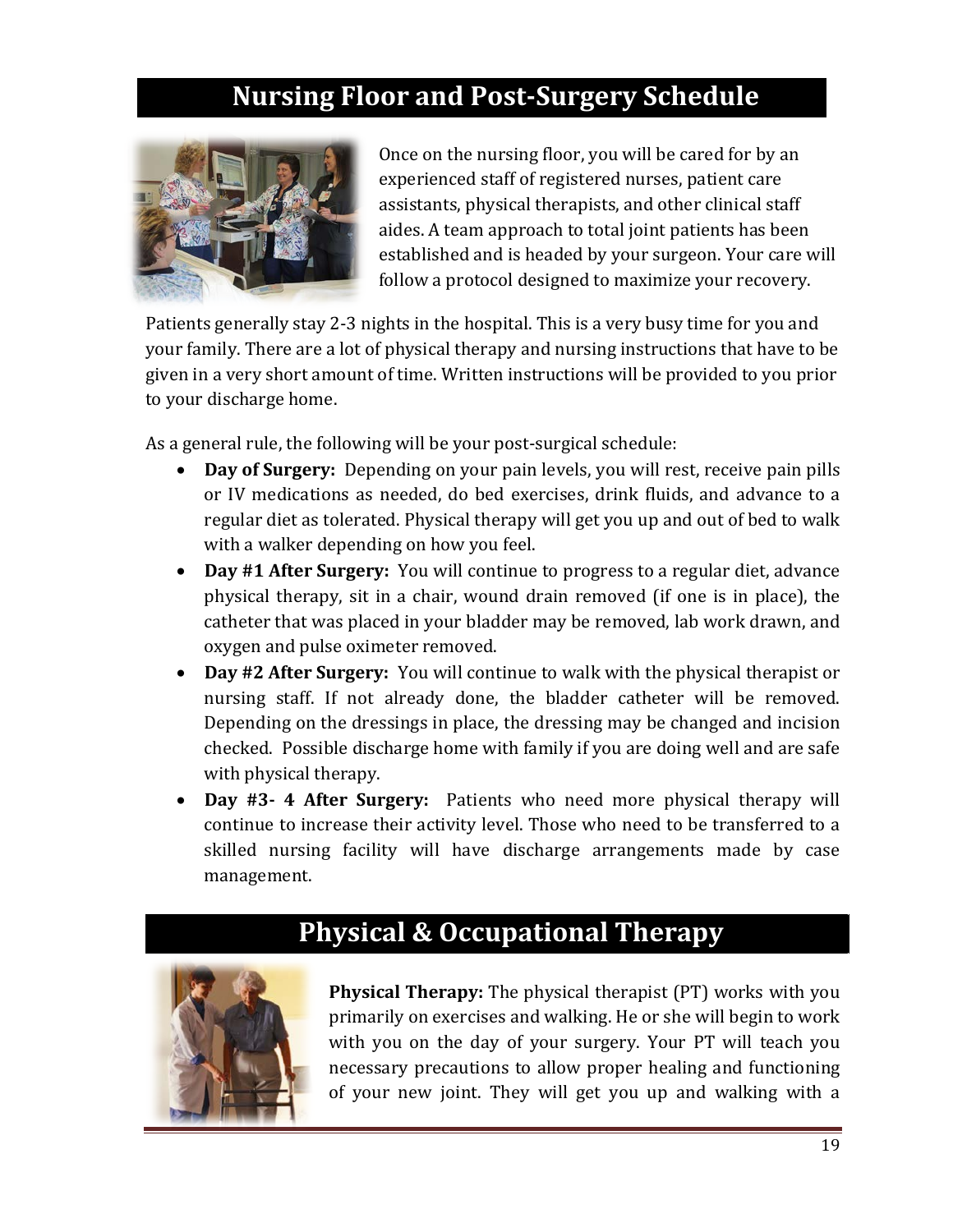# Nursing Floor and Post-Surgery Schedule

Once on the nursing floor, you will be cared for by an experienced staff of registered nurses, patient care assistants, physical therapists, and other clinical staff aides. A team approach to total joint patients has been established and is headed by your surgeon. Your care will follow a protocol designed to maximize your recovery.

Patients generally stay 2-3 nights in the hospital. This is a very busy time for you and your family. There are a lot of physical therapy and nursing instructions that have to be given in a very short amount of time. Written instructions will be provided to you prior to your discharge home.

As a general rule, the following will be your post-surgical schedule:

- **Day of Surgery:** Depending on your pain levels, you will rest, receive pain pills or IV medications as needed, do bed exercises, drink fluids, and advance to a regular diet as tolerated. Physical therapy will get you up and out of bed to walk with a walker depending on how you feel.
- **Day #1 After Surgery:** You will continue to progress to a regular diet, advance physical therapy, sit in a chair, wound drain removed (if one is in place), the catheter that was placed in your bladder may be removed, lab work drawn, and oxygen and pulse oximeter removed.
- **Day #2 After Surgery:** You will continue to walk with the physical therapist or nursing staff. If not already done, the bladder catheter will be removed. Depending on the dressings in place, the dressing may be changed and incision checked. Possible discharge home with family if you are doing well and are safe with physical therapy.
- **Day #3- 4 After Surgery:** Patients who need more physical therapy will continue to increase their activity level. Those who need to be transferred to a skilled nursing facility will have discharge arrangements made by case management.

# Physical & Occupational Therapy

**Physical Therapy:** The physical therapist (PT) works with you primarily on exercises and walking. He or she will begin to work with you on the day of your surgery. Your PT will teach you necessary precautions to allow proper healing and functioning of your new joint. They will get you up and walking with a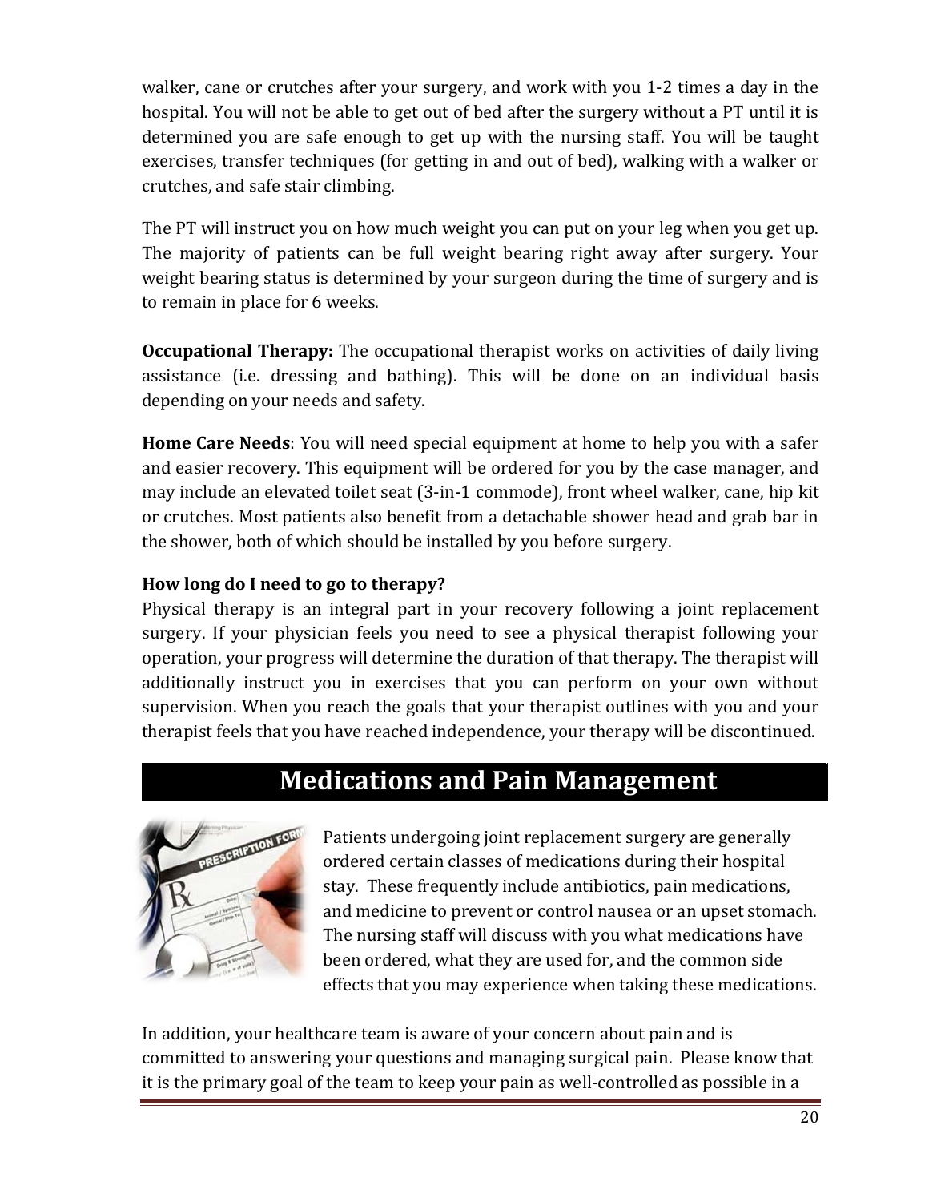walker, cane or crutches after your surgery, and work with you 1-2 times a day in the hospital. You will not be able to get out of bed after the surgery without a PT until it is determined you are safe enough to get up with the nursing staff. You will be taught exercises, transfer techniques (for getting in and out of bed), walking with a walker or crutches, and safe stair climbing.

The PT will instruct you on how much weight you can put on your leg when you get up. The majority of patients can be full weight bearing right away after surgery. Your weight bearing status is determined by your surgeon during the time of surgery and is to remain in place for 6 weeks.

**Occupational Therapy:** The occupational therapist works on activities of daily living assistance (i.e. dressing and bathing). This will be done on an individual basis depending on your needs and safety.

**Home Care Needs**: You will need special equipment at home to help you with a safer and easier recovery. This equipment will be ordered for you by the case manager, and may include an elevated toilet seat (3-in-1 commode), front wheel walker, cane, hip kit or crutches. Most patients also benefit from a detachable shower head and grab bar in the shower, both of which should be installed by you before surgery.

**How long do I need to go to therapy?**

Physical therapy is an integral part in your recovery following a joint replacement surgery. If your physician feels you need to see a physical therapist following your operation, your progress will determine the duration of that therapy. The therapist will additionally instruct you in exercises that you can perform on your own without supervision. When you reach the goals that your therapist outlines with you and your therapist feels that you have reached independence, your therapy will be discontinued.

# Medications and Pain Management

Patients undergoing joint replacement surgery are generally ordered certain classes of medications during their hospital stay. These frequently include antibiotics, pain medications, and medicine to prevent or control nausea or an upset stomach. The nursing staff will discuss with you what medications have been ordered, what they are used for, and the common side effects that you may experience when taking these medications.

In addition, your healthcare team is aware of your concern about pain and is committed to answering your questions and managing surgical pain. Please know that it is the primary goal of the team to keep your pain as well-controlled as possible in a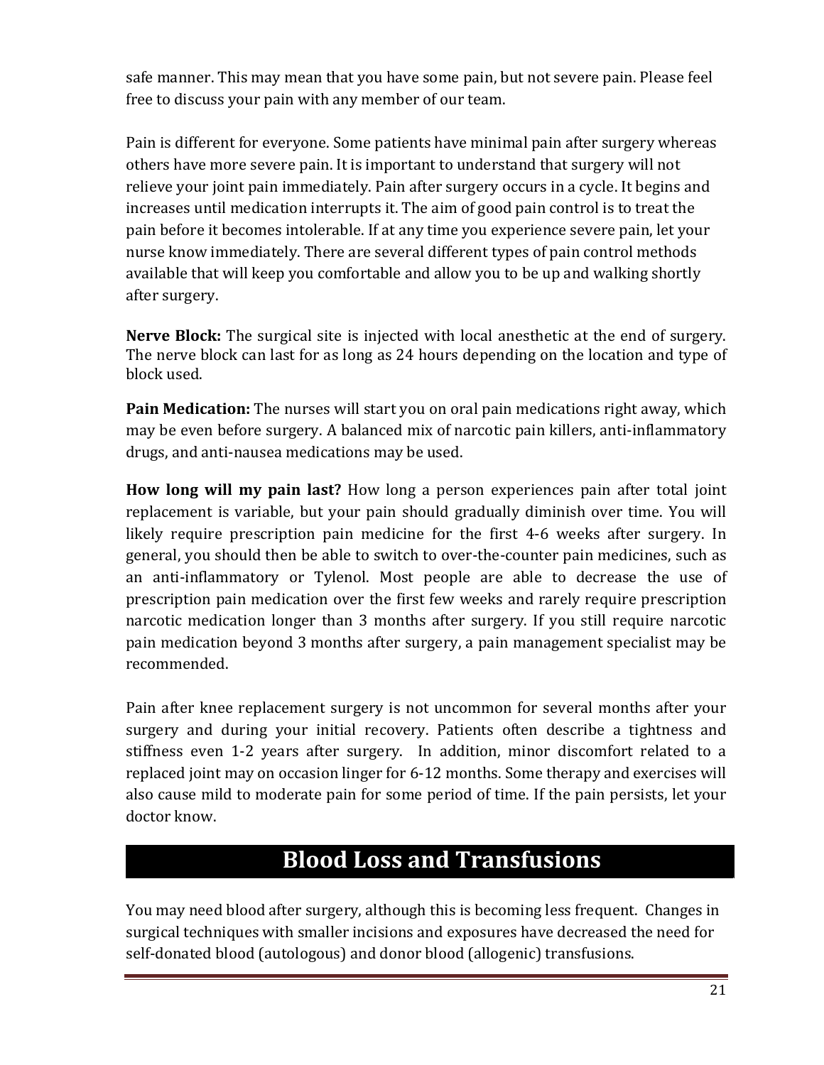safe manner. This may mean that you have some pain, but not severe pain. Please feel free to discuss your pain with any member of our team.

Pain is different for everyone. Some patients have minimal pain after surgery whereas others have more severe pain. It is important to understand that surgery will not relieve your joint pain immediately. Pain after surgery occurs in a cycle. It begins and increases until medication interrupts it. The aim of good pain control is to treat the pain before it becomes intolerable. If at any time you experience severe pain, let your nurse know immediately. There are several different types of pain control methods available that will keep you comfortable and allow you to be up and walking shortly after surgery.

**Nerve Block:** The surgical site is injected with local anesthetic at the end of surgery. The nerve block can last for as long as 24 hours depending on the location and type of block used.

**Pain Medication:** The nurses will start you on oral pain medications right away, which may be even before surgery. A balanced mix of narcotic pain killers, anti-inflammatory drugs, and anti-nausea medications may be used.

**How long will my pain last?** How long a person experiences pain after total joint replacement is variable, but your pain should gradually diminish over time. You will likely require prescription pain medicine for the first 4-6 weeks after surgery. In general, you should then be able to switch to over-the-counter pain medicines, such as an anti-inflammatory or Tylenol. Most people are able to decrease the use of prescription pain medication over the first few weeks and rarely require prescription narcotic medication longer than 3 months after surgery. If you still require narcotic pain medication beyond 3 months after surgery, a pain management specialist may be recommended.

Pain after knee replacement surgery is not uncommon for several months after your surgery and during your initial recovery. Patients often describe a tightness and stiffness even 1-2 years after surgery. In addition, minor discomfort related to a replaced joint may on occasion linger for 6-12 months. Some therapy and exercises will also cause mild to moderate pain for some period of time. If the pain persists, let your doctor know.

## Blood Loss and Transfusions

You may need blood after surgery, although this is becoming less frequent. Changes in surgical techniques with smaller incisions and exposures have decreased the need for self-donated blood (autologous) and donor blood (allogenic) transfusions.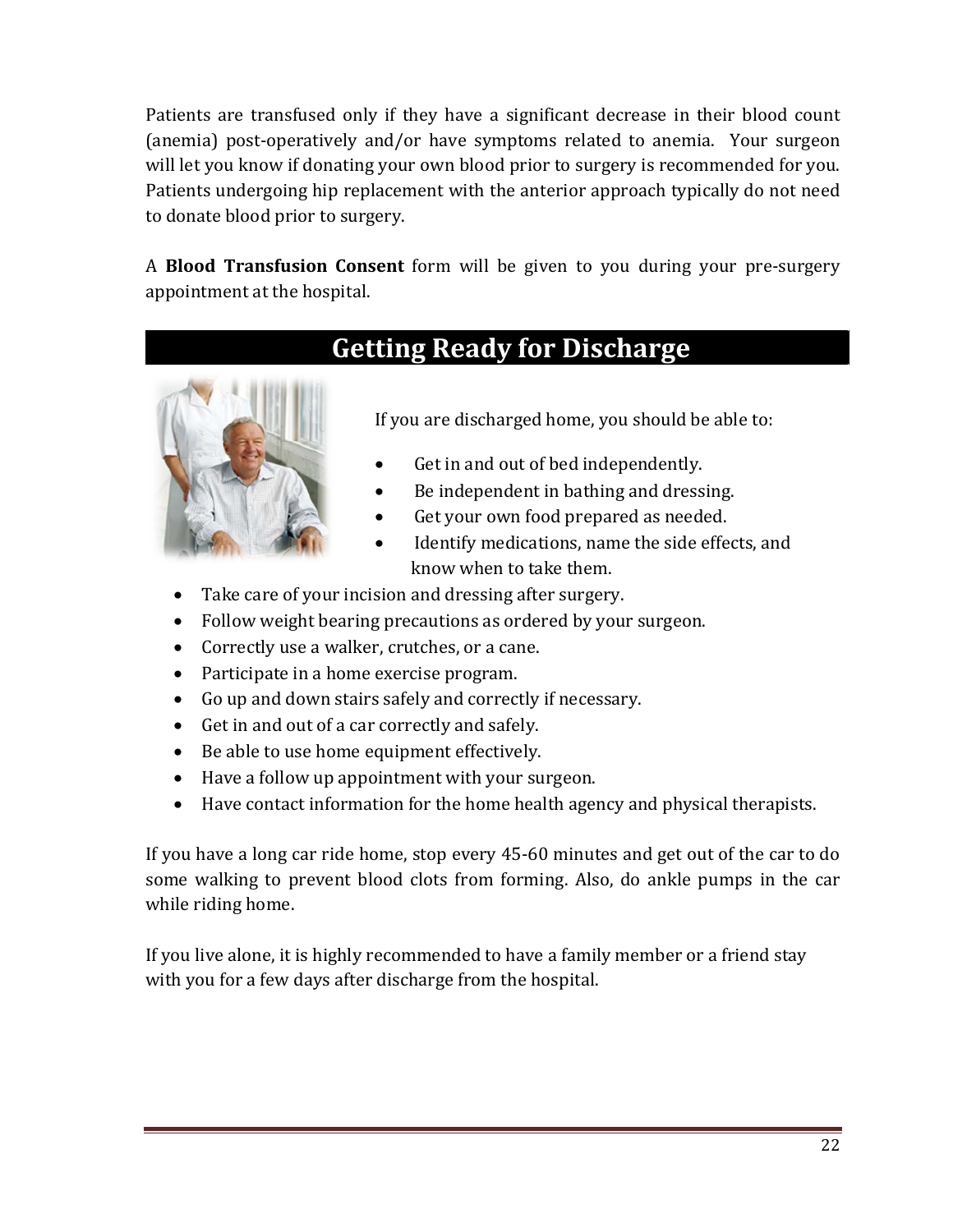Patients are transfused only if they have a significant decrease in their blood count (anemia) post-operatively and/or have symptoms related to anemia. Your surgeon will let you know if donating your own blood prior to surgery is recommended for you. Patients undergoing hip replacement with the anterior approach typically do not need to donate blood prior to surgery.

A **Blood Transfusion Consent** form will be given to you during your pre-surgery appointment at the hospital.

## Getting Ready for Discharge

If you are discharged home, you should be able to:

- Get in and out of bed independently.
- Be independent in bathing and dressing.
- Get your own food prepared as needed.
- Identify medications, name the side effects, and know when to take them.
- Take care of your incision and dressing after surgery.
- Follow weight bearing precautions as ordered by your surgeon.
- Correctly use a walker, crutches, or a cane.
- Participate in a home exercise program.
- Go up and down stairs safely and correctly if necessary.
- Get in and out of a car correctly and safely.
- Be able to use home equipment effectively.
- Have a follow up appointment with your surgeon.
- Have contact information for the home health agency and physical therapists.

If you have a long car ride home, stop every 45-60 minutes and get out of the car to do some walking to prevent blood clots from forming. Also, do ankle pumps in the car while riding home.

If you live alone, it is highly recommended to have a family member or a friend stay with you for a few days after discharge from the hospital.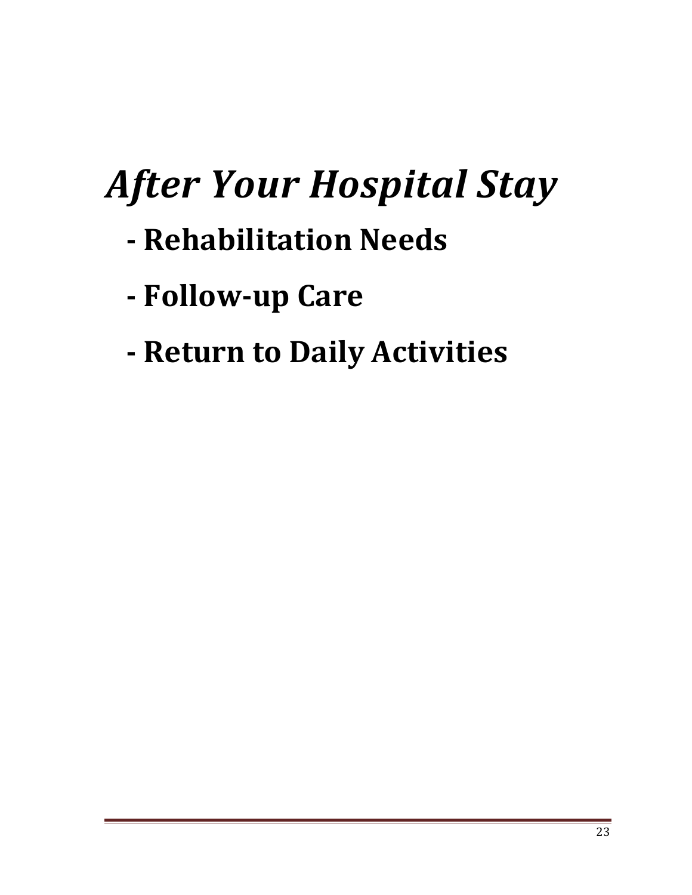# *After Your Hospital Stay*

## - Rehabilitation Needs

## - Follow-up Care

## - Return to Daily Activities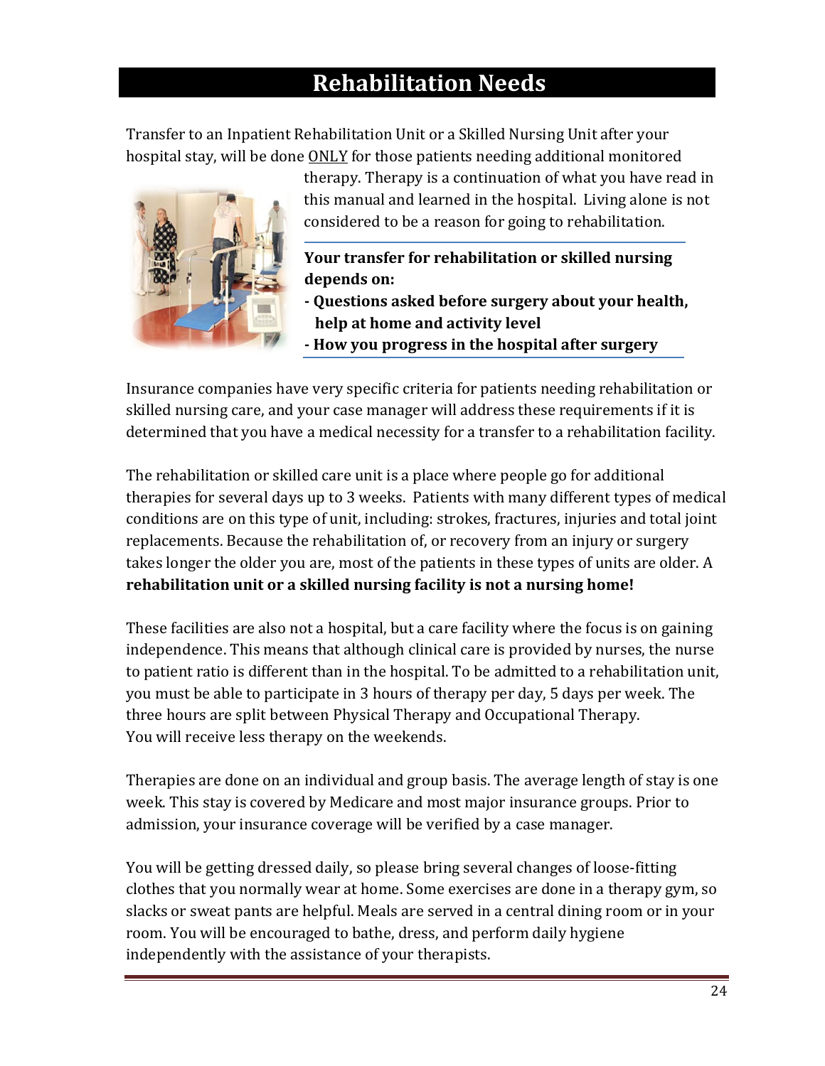# Rehabilitation Needs

Transfer to an Inpatient Rehabilitation Unit or a Skilled Nursing Unit after your hospital stay, will be done <u>ONLY</u> for those patients needing additional monitored therapy. Therapy is a continuation of what you have read in this manual and learned in the hospital. Living alone is not considered to be a reason for going to rehabilitation.

**Your transfer for rehabilitation or skilled nursing depends on:**
- **Questions asked before surgery about your health, help at home and activity level**
- **How you progress in the hospital after surgery**

Insurance companies have very specific criteria for patients needing rehabilitation or skilled nursing care, and your case manager will address these requirements if it is determined that you have a medical necessity for a transfer to a rehabilitation facility.

The rehabilitation or skilled care unit is a place where people go for additional therapies for several days up to 3 weeks. Patients with many different types of medical conditions are on this type of unit, including: strokes, fractures, injuries and total joint replacements. Because the rehabilitation of, or recovery from an injury or surgery takes longer the older you are, most of the patients in these types of units are older. A **rehabilitation unit or a skilled nursing facility is not a nursing home!**

These facilities are also not a hospital, but a care facility where the focus is on gaining independence. This means that although clinical care is provided by nurses, the nurse to patient ratio is different than in the hospital. To be admitted to a rehabilitation unit, you must be able to participate in 3 hours of therapy per day, 5 days per week. The three hours are split between Physical Therapy and Occupational Therapy. You will receive less therapy on the weekends.

Therapies are done on an individual and group basis. The average length of stay is one week. This stay is covered by Medicare and most major insurance groups. Prior to admission, your insurance coverage will be verified by a case manager.

You will be getting dressed daily, so please bring several changes of loose-fitting clothes that you normally wear at home. Some exercises are done in a therapy gym, so slacks or sweat pants are helpful. Meals are served in a central dining room or in your room. You will be encouraged to bathe, dress, and perform daily hygiene independently with the assistance of your therapists.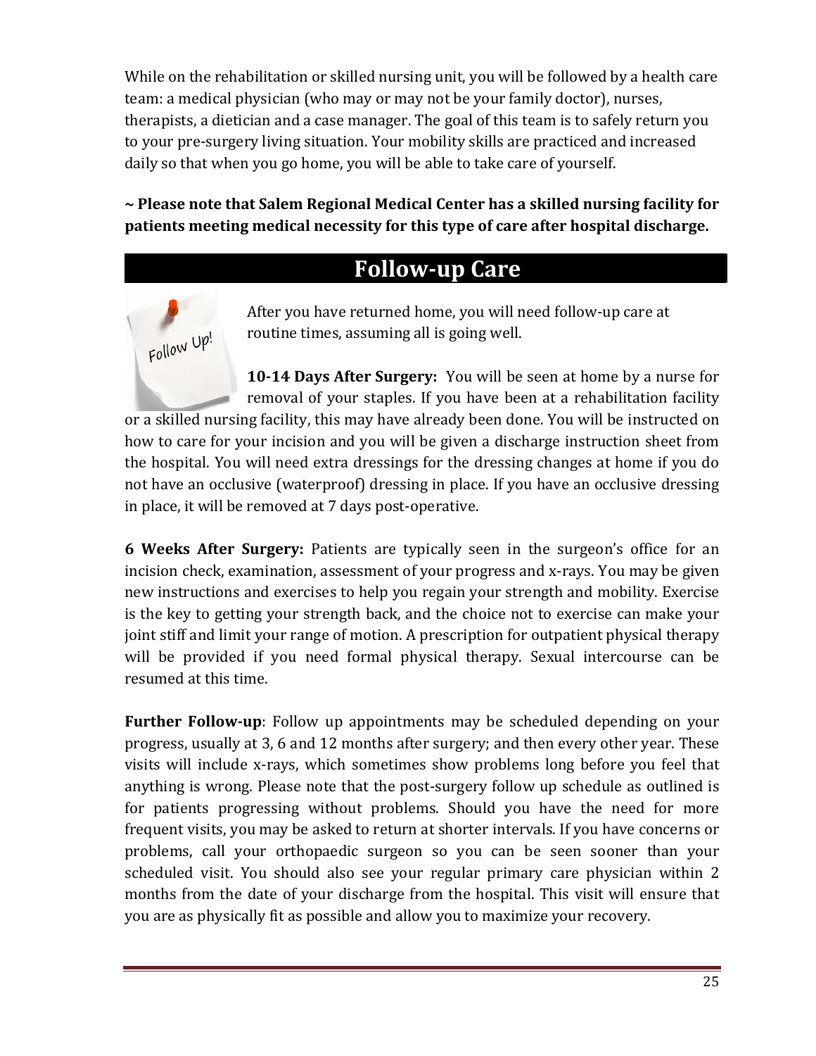While on the rehabilitation or skilled nursing unit, you will be followed by a health care team: a medical physician (who may or may not be your family doctor), nurses, therapists, a dietician and a case manager. The goal of this team is to safely return you to your pre-surgery living situation. Your mobility skills are practiced and increased daily so that when you go home, you will be able to take care of yourself.

**~ Please note that Salem Regional Medical Center has a skilled nursing facility for patients meeting medical necessity for this type of care after hospital discharge.**

## Follow-up Care

After you have returned home, you will need follow-up care at routine times, assuming all is going well.

**10-14 Days After Surgery:** You will be seen at home by a nurse for removal of your staples. If you have been at a rehabilitation facility or a skilled nursing facility, this may have already been done. You will be instructed on how to care for your incision and you will be given a discharge instruction sheet from the hospital. You will need extra dressings for the dressing changes at home if you do not have an occlusive (waterproof) dressing in place. If you have an occlusive dressing in place, it will be removed at 7 days post-operative.

**6 Weeks After Surgery:** Patients are typically seen in the surgeon's office for an incision check, examination, assessment of your progress and x-rays. You may be given new instructions and exercises to help you regain your strength and mobility. Exercise is the key to getting your strength back, and the choice not to exercise can make your joint stiff and limit your range of motion. A prescription for outpatient physical therapy will be provided if you need formal physical therapy. Sexual intercourse can be resumed at this time.

**Further Follow-up**: Follow up appointments may be scheduled depending on your progress, usually at 3, 6 and 12 months after surgery; and then every other year. These visits will include x-rays, which sometimes show problems long before you feel that anything is wrong. Please note that the post-surgery follow up schedule as outlined is for patients progressing without problems. Should you have the need for more frequent visits, you may be asked to return at shorter intervals. If you have concerns or problems, call your orthopaedic surgeon so you can be seen sooner than your scheduled visit. You should also see your regular primary care physician within 2 months from the date of your discharge from the hospital. This visit will ensure that you are as physically fit as possible and allow you to maximize your recovery.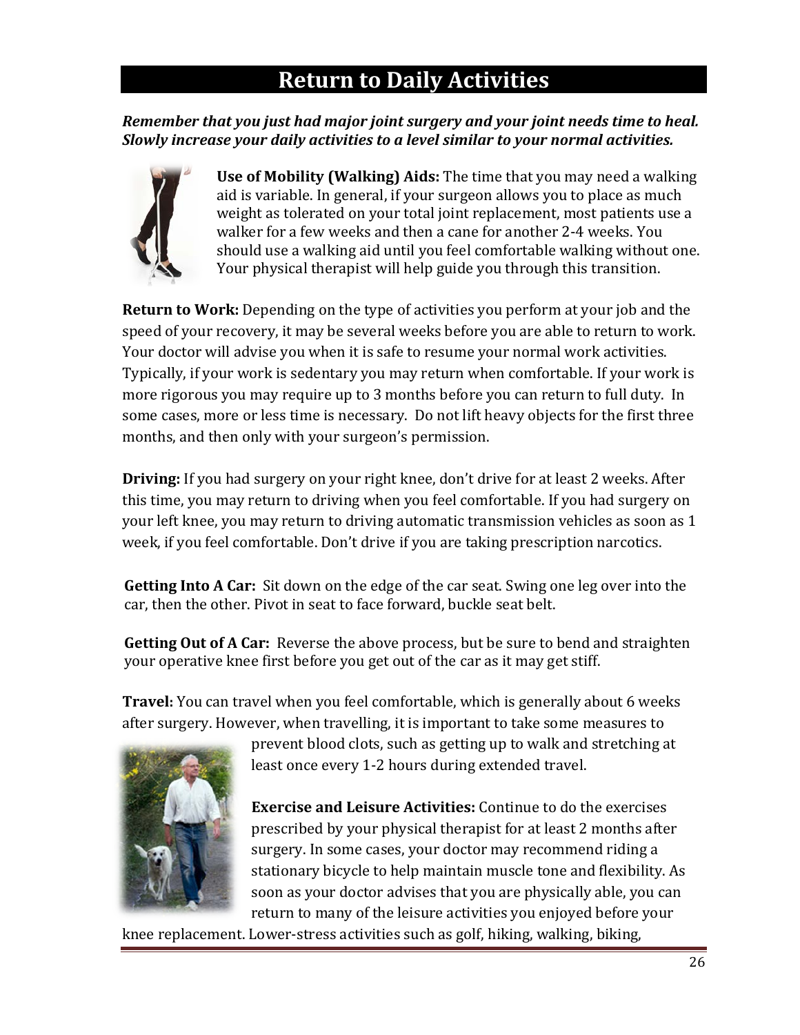# Return to Daily Activities

***Remember that you just had major joint surgery and your joint needs time to heal. Slowly increase your daily activities to a level similar to your normal activities.***

**Use of Mobility (Walking) Aids:** The time that you may need a walking aid is variable. In general, if your surgeon allows you to place as much weight as tolerated on your total joint replacement, most patients use a walker for a few weeks and then a cane for another 2-4 weeks. You should use a walking aid until you feel comfortable walking without one. Your physical therapist will help guide you through this transition.

**Return to Work:** Depending on the type of activities you perform at your job and the speed of your recovery, it may be several weeks before you are able to return to work. Your doctor will advise you when it is safe to resume your normal work activities. Typically, if your work is sedentary you may return when comfortable. If your work is more rigorous you may require up to 3 months before you can return to full duty. In some cases, more or less time is necessary. Do not lift heavy objects for the first three months, and then only with your surgeon's permission.

**Driving:** If you had surgery on your right knee, don't drive for at least 2 weeks. After this time, you may return to driving when you feel comfortable. If you had surgery on your left knee, you may return to driving automatic transmission vehicles as soon as 1 week, if you feel comfortable. Don't drive if you are taking prescription narcotics.

**Getting Into A Car:** Sit down on the edge of the car seat. Swing one leg over into the car, then the other. Pivot in seat to face forward, buckle seat belt.

**Getting Out of A Car:** Reverse the above process, but be sure to bend and straighten your operative knee first before you get out of the car as it may get stiff.

**Travel:** You can travel when you feel comfortable, which is generally about 6 weeks after surgery. However, when travelling, it is important to take some measures to prevent blood clots, such as getting up to walk and stretching at least once every 1-2 hours during extended travel.

**Exercise and Leisure Activities:** Continue to do the exercises prescribed by your physical therapist for at least 2 months after surgery. In some cases, your doctor may recommend riding a stationary bicycle to help maintain muscle tone and flexibility. As soon as your doctor advises that you are physically able, you can return to many of the leisure activities you enjoyed before your knee replacement. Lower-stress activities such as golf, hiking, walking, biking,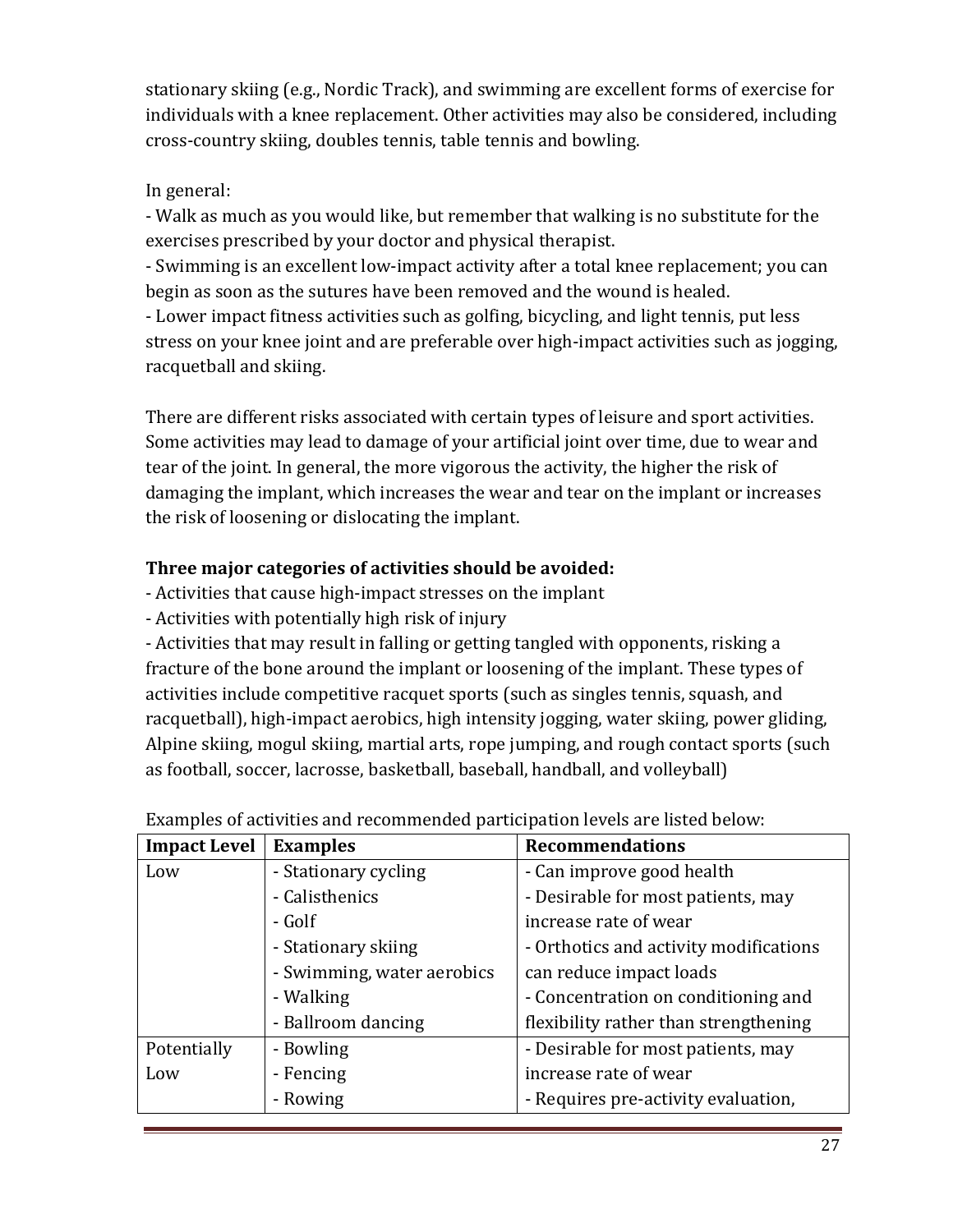stationary skiing (e.g., Nordic Track), and swimming are excellent forms of exercise for individuals with a knee replacement. Other activities may also be considered, including cross-country skiing, doubles tennis, table tennis and bowling.

In general:

- Walk as much as you would like, but remember that walking is no substitute for the exercises prescribed by your doctor and physical therapist.
- Swimming is an excellent low-impact activity after a total knee replacement; you can begin as soon as the sutures have been removed and the wound is healed.
- Lower impact fitness activities such as golfing, bicycling, and light tennis, put less stress on your knee joint and are preferable over high-impact activities such as jogging, racquetball and skiing.

There are different risks associated with certain types of leisure and sport activities. Some activities may lead to damage of your artificial joint over time, due to wear and tear of the joint. In general, the more vigorous the activity, the higher the risk of damaging the implant, which increases the wear and tear on the implant or increases the risk of loosening or dislocating the implant.

**Three major categories of activities should be avoided:**

- Activities that cause high-impact stresses on the implant
- Activities with potentially high risk of injury
- Activities that may result in falling or getting tangled with opponents, risking a fracture of the bone around the implant or loosening of the implant. These types of activities include competitive racquet sports (such as singles tennis, squash, and racquetball), high-impact aerobics, high intensity jogging, water skiing, power gliding, Alpine skiing, mogul skiing, martial arts, rope jumping, and rough contact sports (such as football, soccer, lacrosse, basketball, baseball, handball, and volleyball)

Examples of activities and recommended participation levels are listed below:

| Impact Level | Examples | Recommendations |
|---|---|---|
| Low | - Stationary cycling<br>- Calisthenics<br>- Golf<br>- Stationary skiing<br>- Swimming, water aerobics<br>- Walking<br>- Ballroom dancing | - Can improve good health<br>- Desirable for most patients, may increase rate of wear<br>- Orthotics and activity modifications can reduce impact loads<br>- Concentration on conditioning and flexibility rather than strengthening |
| Potentially Low | - Bowling<br>- Fencing<br>- Rowing | - Desirable for most patients, may increase rate of wear<br>- Requires pre-activity evaluation, |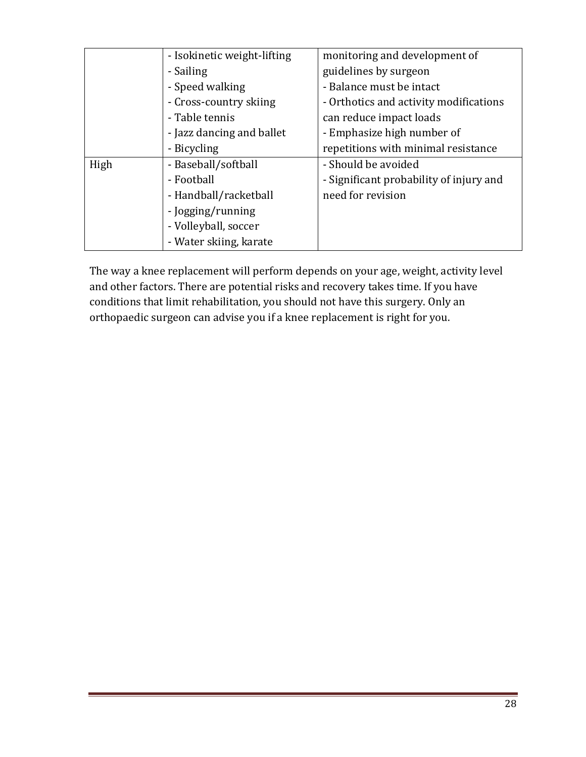|  |  |  |
|---|---|---|
|  | - Isokinetic weight-lifting<br>- Sailing<br>- Speed walking<br>- Cross-country skiing<br>- Table tennis<br>- Jazz dancing and ballet<br>- Bicycling | monitoring and development of guidelines by surgeon<br>- Balance must be intact<br>- Orthotics and activity modifications can reduce impact loads<br>- Emphasize high number of repetitions with minimal resistance |
| High | - Baseball/softball<br>- Football<br>- Handball/racketball<br>- Jogging/running<br>- Volleyball, soccer<br>- Water skiing, karate | - Should be avoided<br>- Significant probability of injury and need for revision |

The way a knee replacement will perform depends on your age, weight, activity level and other factors. There are potential risks and recovery takes time. If you have conditions that limit rehabilitation, you should not have this surgery. Only an orthopaedic surgeon can advise you if a knee replacement is right for you.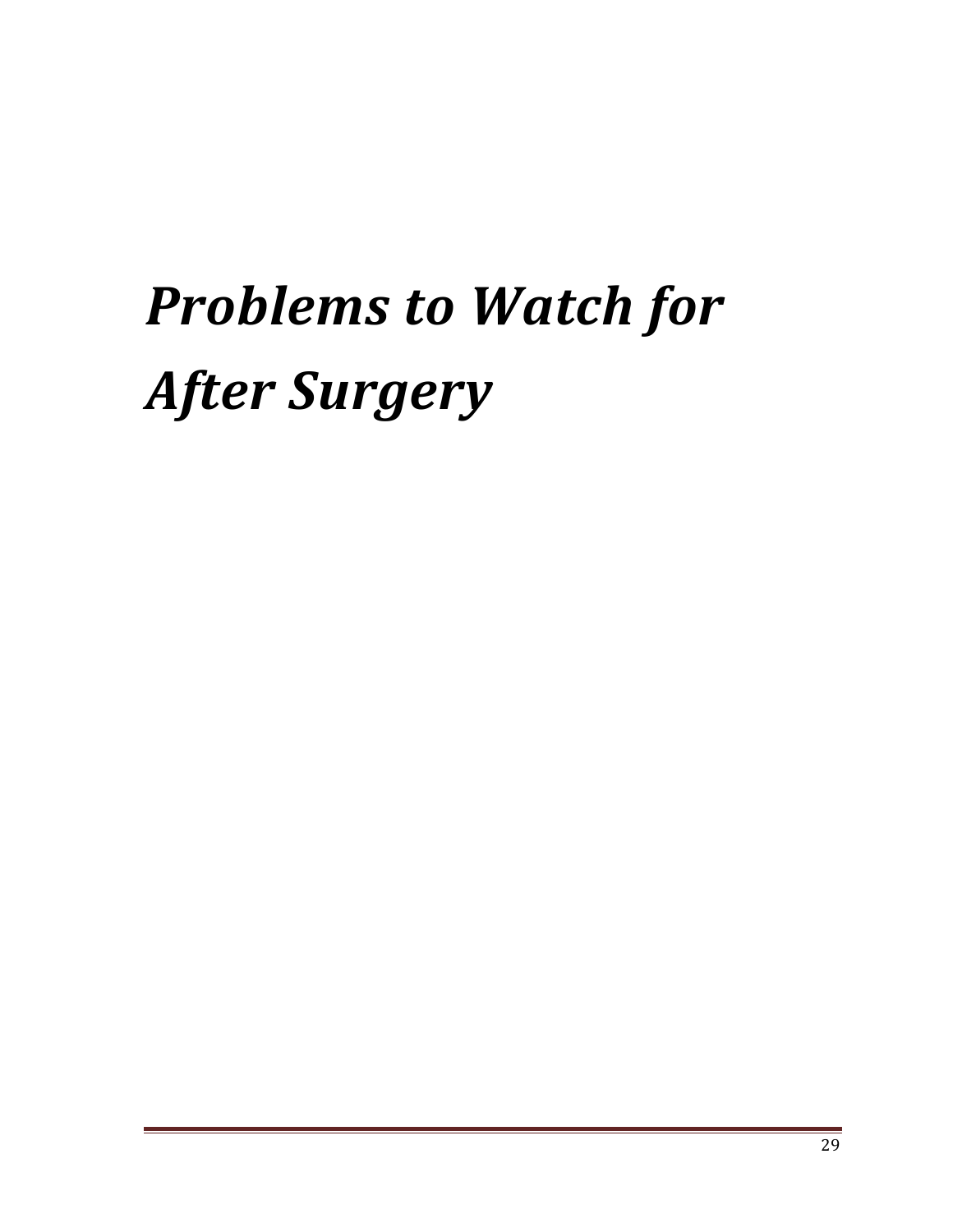# *Problems to Watch for After Surgery*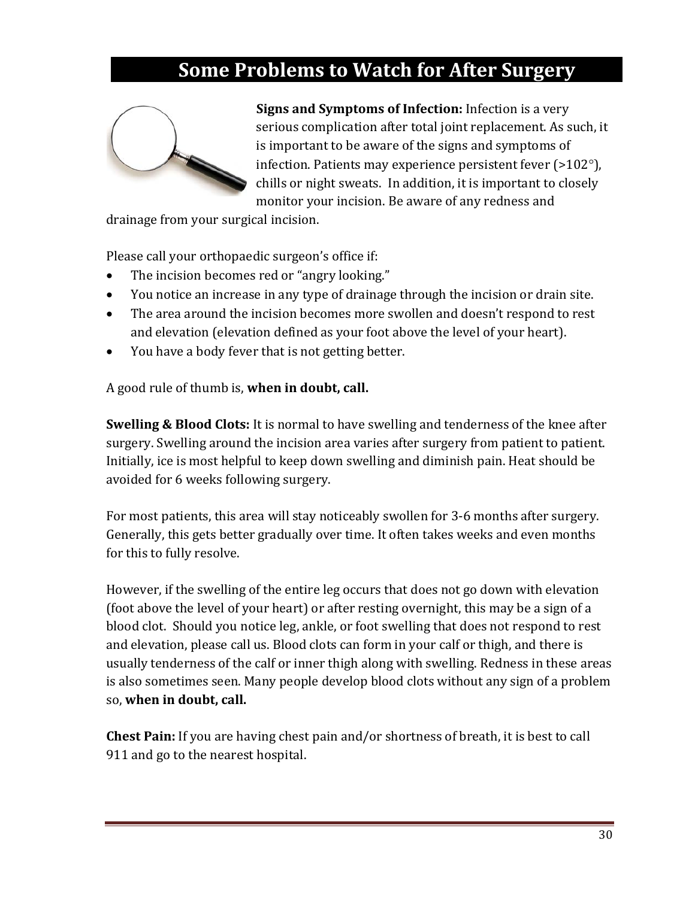# Some Problems to Watch for After Surgery

**Signs and Symptoms of Infection:** Infection is a very serious complication after total joint replacement. As such, it is important to be aware of the signs and symptoms of infection. Patients may experience persistent fever (>102°), chills or night sweats. In addition, it is important to closely monitor your incision. Be aware of any redness and drainage from your surgical incision.

Please call your orthopaedic surgeon's office if:

- The incision becomes red or "angry looking."
- You notice an increase in any type of drainage through the incision or drain site.
- The area around the incision becomes more swollen and doesn't respond to rest and elevation (elevation defined as your foot above the level of your heart).
- You have a body fever that is not getting better.

A good rule of thumb is, **when in doubt, call.**

**Swelling & Blood Clots:** It is normal to have swelling and tenderness of the knee after surgery. Swelling around the incision area varies after surgery from patient to patient. Initially, ice is most helpful to keep down swelling and diminish pain. Heat should be avoided for 6 weeks following surgery.

For most patients, this area will stay noticeably swollen for 3-6 months after surgery. Generally, this gets better gradually over time. It often takes weeks and even months for this to fully resolve.

However, if the swelling of the entire leg occurs that does not go down with elevation (foot above the level of your heart) or after resting overnight, this may be a sign of a blood clot. Should you notice leg, ankle, or foot swelling that does not respond to rest and elevation, please call us. Blood clots can form in your calf or thigh, and there is usually tenderness of the calf or inner thigh along with swelling. Redness in these areas is also sometimes seen. Many people develop blood clots without any sign of a problem so, **when in doubt, call.**

**Chest Pain:** If you are having chest pain and/or shortness of breath, it is best to call 911 and go to the nearest hospital.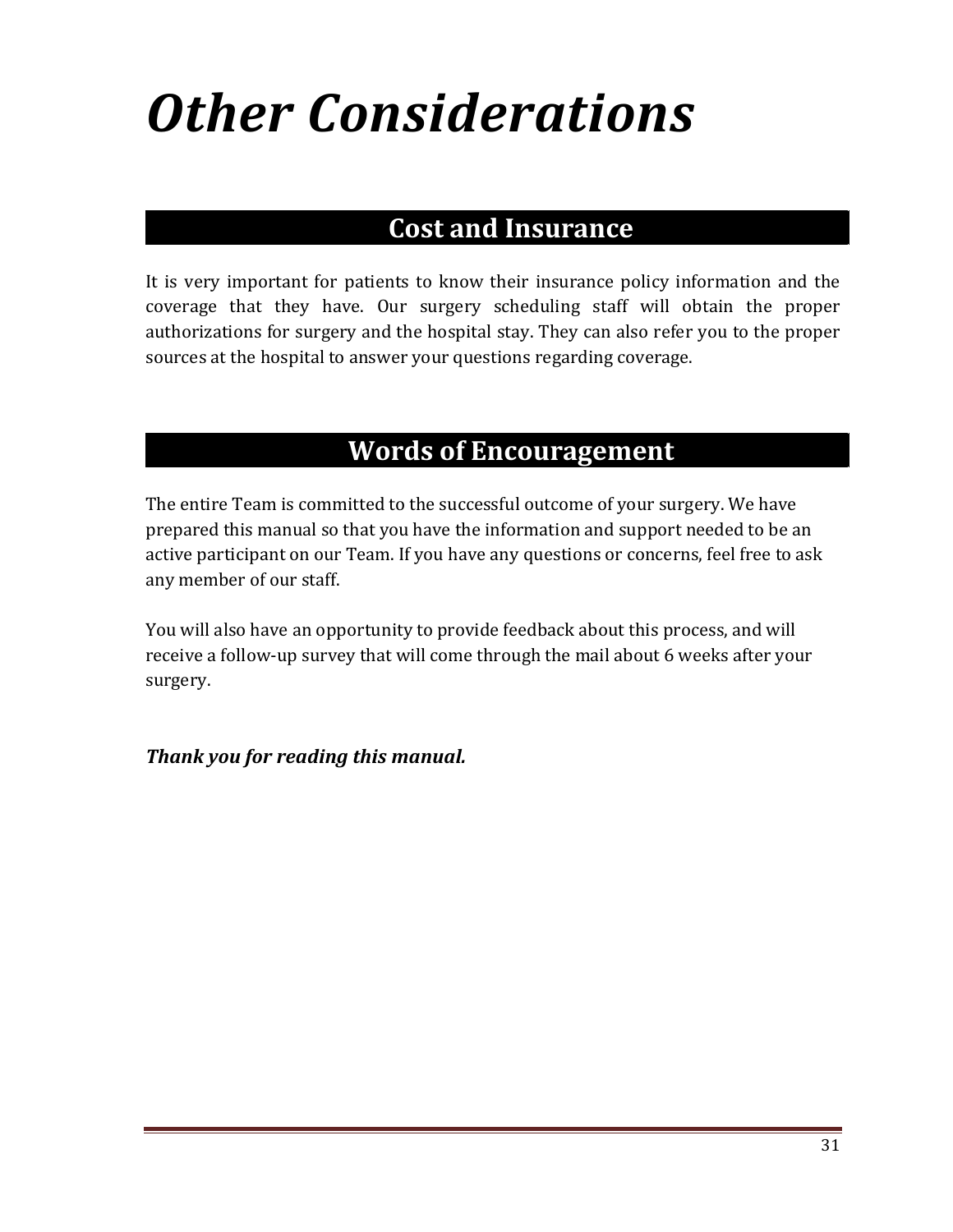# *Other Considerations*

## Cost and Insurance

It is very important for patients to know their insurance policy information and the coverage that they have. Our surgery scheduling staff will obtain the proper authorizations for surgery and the hospital stay. They can also refer you to the proper sources at the hospital to answer your questions regarding coverage.

## Words of Encouragement

The entire Team is committed to the successful outcome of your surgery. We have prepared this manual so that you have the information and support needed to be an active participant on our Team. If you have any questions or concerns, feel free to ask any member of our staff.

You will also have an opportunity to provide feedback about this process, and will receive a follow-up survey that will come through the mail about 6 weeks after your surgery.

***Thank you for reading this manual.***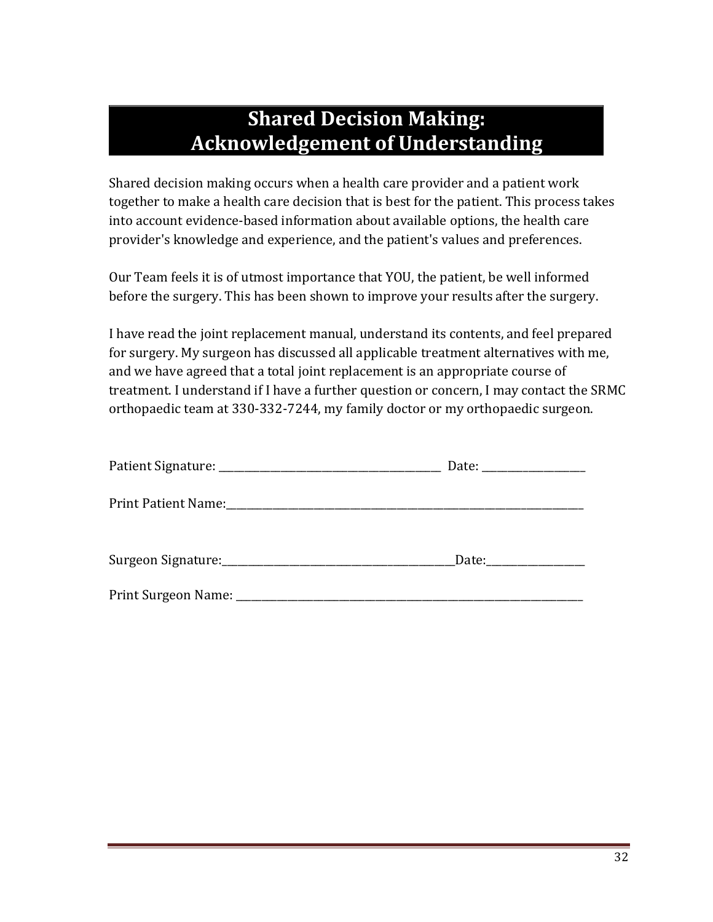# Shared Decision Making: Acknowledgement of Understanding

Shared decision making occurs when a health care provider and a patient work together to make a health care decision that is best for the patient. This process takes into account evidence-based information about available options, the health care provider's knowledge and experience, and the patient's values and preferences.

Our Team feels it is of utmost importance that YOU, the patient, be well informed before the surgery. This has been shown to improve your results after the surgery.

I have read the joint replacement manual, understand its contents, and feel prepared for surgery. My surgeon has discussed all applicable treatment alternatives with me, and we have agreed that a total joint replacement is an appropriate course of treatment. I understand if I have a further question or concern, I may contact the SRMC orthopaedic team at 330-332-7244, my family doctor or my orthopaedic surgeon.

Patient Signature: ___________________________________________ Date: ____________________

Print Patient Name:___________________________________________________________________________

Surgeon Signature:_______________________________________________Date:___________________

Print Surgeon Name: __________________________________________________________________________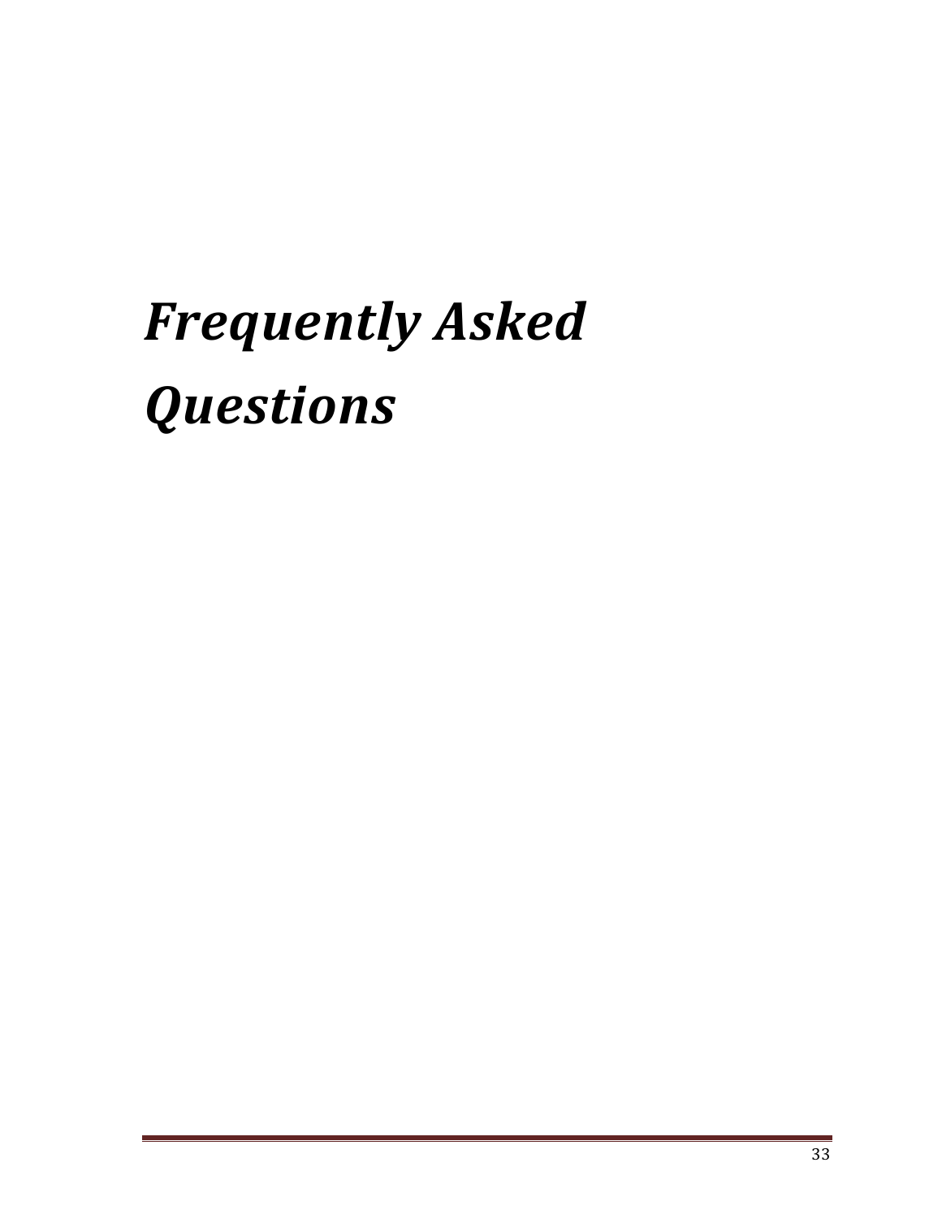# *Frequently Asked Questions*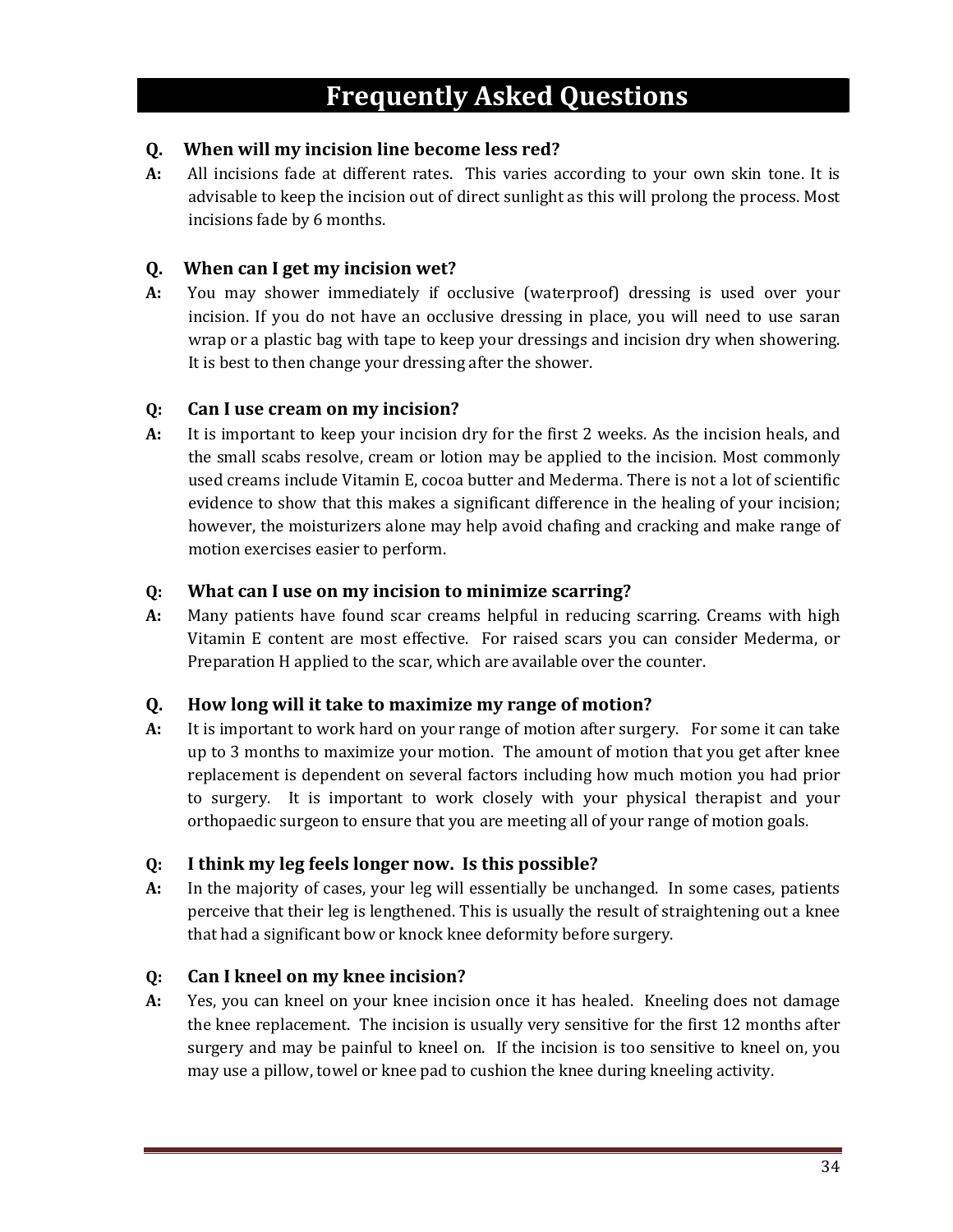# Frequently Asked Questions

**Q. When will my incision line become less red?**

**A:** All incisions fade at different rates. This varies according to your own skin tone. It is advisable to keep the incision out of direct sunlight as this will prolong the process. Most incisions fade by 6 months.

**Q. When can I get my incision wet?**

**A:** You may shower immediately if occlusive (waterproof) dressing is used over your incision. If you do not have an occlusive dressing in place, you will need to use saran wrap or a plastic bag with tape to keep your dressings and incision dry when showering. It is best to then change your dressing after the shower.

**Q: Can I use cream on my incision?**

**A:** It is important to keep your incision dry for the first 2 weeks. As the incision heals, and the small scabs resolve, cream or lotion may be applied to the incision. Most commonly used creams include Vitamin E, cocoa butter and Mederma. There is not a lot of scientific evidence to show that this makes a significant difference in the healing of your incision; however, the moisturizers alone may help avoid chafing and cracking and make range of motion exercises easier to perform.

**Q: What can I use on my incision to minimize scarring?**

**A:** Many patients have found scar creams helpful in reducing scarring. Creams with high Vitamin E content are most effective. For raised scars you can consider Mederma, or Preparation H applied to the scar, which are available over the counter.

**Q. How long will it take to maximize my range of motion?**

**A:** It is important to work hard on your range of motion after surgery. For some it can take up to 3 months to maximize your motion. The amount of motion that you get after knee replacement is dependent on several factors including how much motion you had prior to surgery. It is important to work closely with your physical therapist and your orthopaedic surgeon to ensure that you are meeting all of your range of motion goals.

**Q: I think my leg feels longer now. Is this possible?**

**A:** In the majority of cases, your leg will essentially be unchanged. In some cases, patients perceive that their leg is lengthened. This is usually the result of straightening out a knee that had a significant bow or knock knee deformity before surgery.

**Q: Can I kneel on my knee incision?**

**A:** Yes, you can kneel on your knee incision once it has healed. Kneeling does not damage the knee replacement. The incision is usually very sensitive for the first 12 months after surgery and may be painful to kneel on. If the incision is too sensitive to kneel on, you may use a pillow, towel or knee pad to cushion the knee during kneeling activity.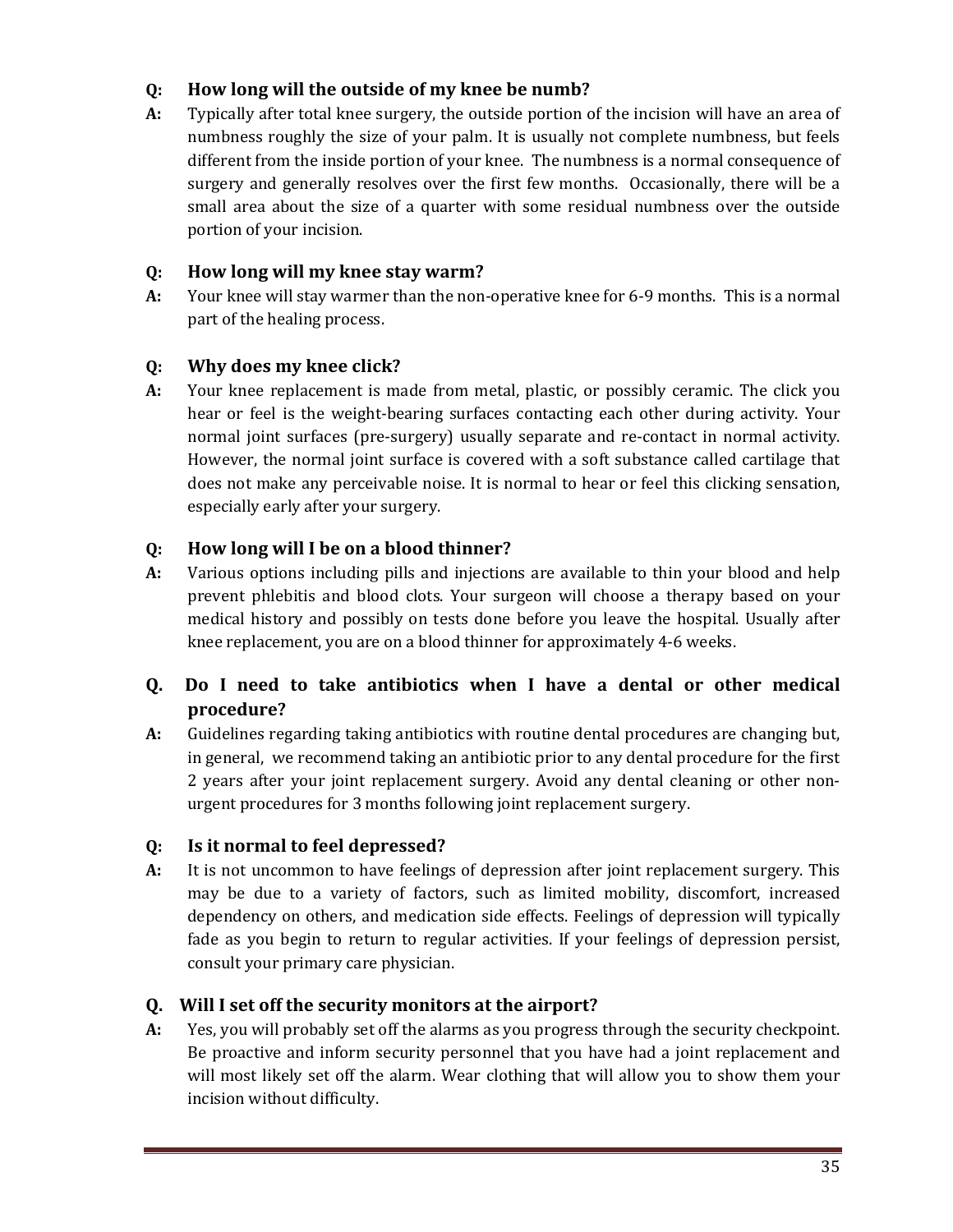**Q: How long will the outside of my knee be numb?**

**A:** Typically after total knee surgery, the outside portion of the incision will have an area of numbness roughly the size of your palm. It is usually not complete numbness, but feels different from the inside portion of your knee. The numbness is a normal consequence of surgery and generally resolves over the first few months. Occasionally, there will be a small area about the size of a quarter with some residual numbness over the outside portion of your incision.

**Q: How long will my knee stay warm?**

**A:** Your knee will stay warmer than the non-operative knee for 6-9 months. This is a normal part of the healing process.

**Q: Why does my knee click?**

**A:** Your knee replacement is made from metal, plastic, or possibly ceramic. The click you hear or feel is the weight-bearing surfaces contacting each other during activity. Your normal joint surfaces (pre-surgery) usually separate and re-contact in normal activity. However, the normal joint surface is covered with a soft substance called cartilage that does not make any perceivable noise. It is normal to hear or feel this clicking sensation, especially early after your surgery.

**Q: How long will I be on a blood thinner?**

**A:** Various options including pills and injections are available to thin your blood and help prevent phlebitis and blood clots. Your surgeon will choose a therapy based on your medical history and possibly on tests done before you leave the hospital. Usually after knee replacement, you are on a blood thinner for approximately 4-6 weeks.

**Q. Do I need to take antibiotics when I have a dental or other medical procedure?**

**A:** Guidelines regarding taking antibiotics with routine dental procedures are changing but, in general, we recommend taking an antibiotic prior to any dental procedure for the first 2 years after your joint replacement surgery. Avoid any dental cleaning or other non-urgent procedures for 3 months following joint replacement surgery.

**Q: Is it normal to feel depressed?**

**A:** It is not uncommon to have feelings of depression after joint replacement surgery. This may be due to a variety of factors, such as limited mobility, discomfort, increased dependency on others, and medication side effects. Feelings of depression will typically fade as you begin to return to regular activities. If your feelings of depression persist, consult your primary care physician.

**Q. Will I set off the security monitors at the airport?**

**A:** Yes, you will probably set off the alarms as you progress through the security checkpoint. Be proactive and inform security personnel that you have had a joint replacement and will most likely set off the alarm. Wear clothing that will allow you to show them your incision without difficulty.